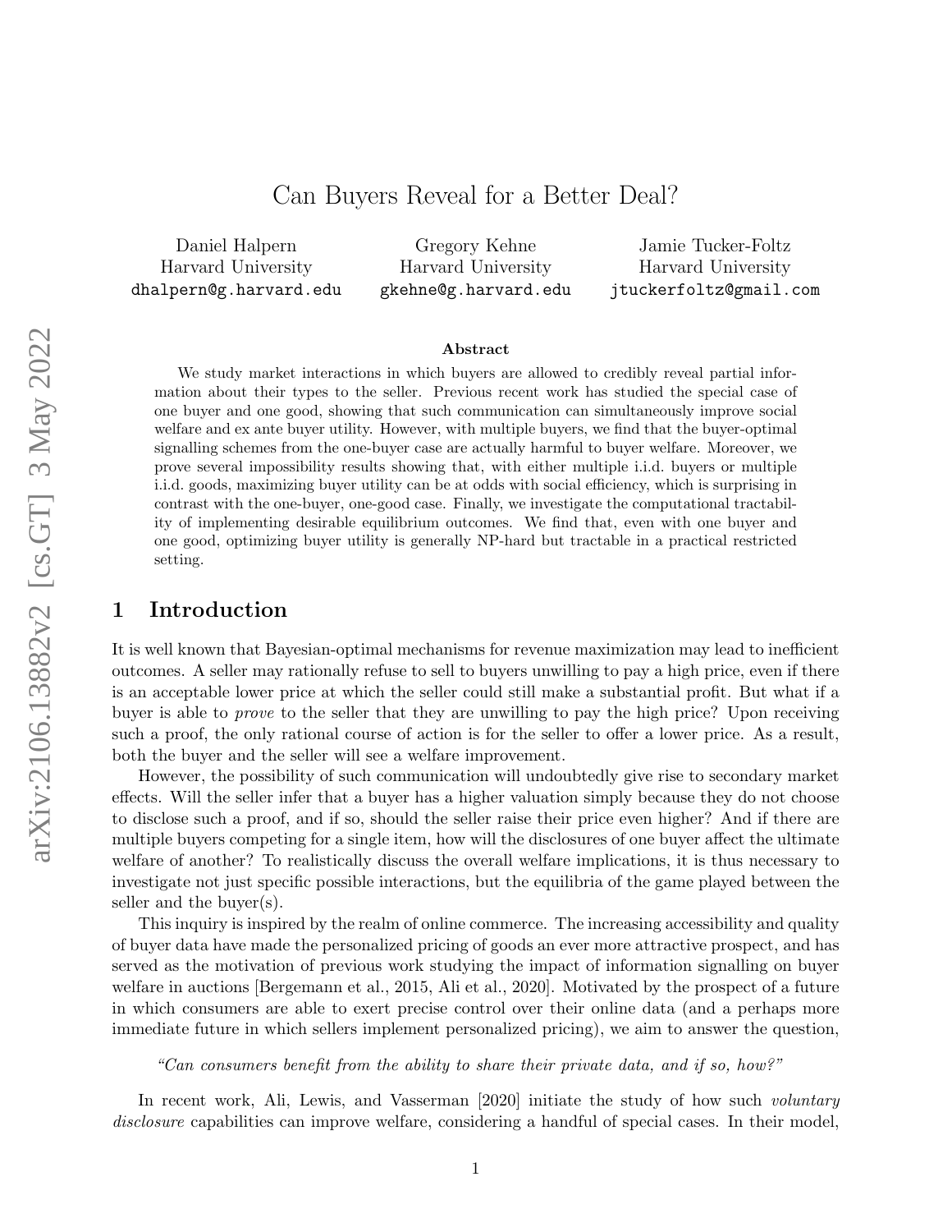# Can Buyers Reveal for a Better Deal?

Daniel Halpern
Harvard University
dhalpern@g.harvard.edu

Gregory Kehne
Harvard University
gkehne@g.harvard.edu

Jamie Tucker-Foltz
Harvard University
jtuckerfoltz@gmail.com

### Abstract

We study market interactions in which buyers are allowed to credibly reveal partial information about their types to the seller. Previous recent work has studied the special case of one buyer and one good, showing that such communication can simultaneously improve social welfare and ex ante buyer utility. However, with multiple buyers, we find that the buyer-optimal signalling schemes from the one-buyer case are actually harmful to buyer welfare. Moreover, we prove several impossibility results showing that, with either multiple i.i.d. buyers or multiple i.i.d. goods, maximizing buyer utility can be at odds with social efficiency, which is surprising in contrast with the one-buyer, one-good case. Finally, we investigate the computational tractability of implementing desirable equilibrium outcomes. We find that, even with one buyer and one good, optimizing buyer utility is generally NP-hard but tractable in a practical restricted setting.

## 1 Introduction

It is well known that Bayesian-optimal mechanisms for revenue maximization may lead to inefficient outcomes. A seller may rationally refuse to sell to buyers unwilling to pay a high price, even if there is an acceptable lower price at which the seller could still make a substantial profit. But what if a buyer is able to *prove* to the seller that they are unwilling to pay the high price? Upon receiving such a proof, the only rational course of action is for the seller to offer a lower price. As a result, both the buyer and the seller will see a welfare improvement.

However, the possibility of such communication will undoubtedly give rise to secondary market effects. Will the seller infer that a buyer has a higher valuation simply because they do not choose to disclose such a proof, and if so, should the seller raise their price even higher? And if there are multiple buyers competing for a single item, how will the disclosures of one buyer affect the ultimate welfare of another? To realistically discuss the overall welfare implications, it is thus necessary to investigate not just specific possible interactions, but the equilibria of the game played between the seller and the buyer(s).

This inquiry is inspired by the realm of online commerce. The increasing accessibility and quality of buyer data have made the personalized pricing of goods an ever more attractive prospect, and has served as the motivation of previous work studying the impact of information signalling on buyer welfare in auctions [Bergemann et al., 2015, Ali et al., 2020]. Motivated by the prospect of a future in which consumers are able to exert precise control over their online data (and a perhaps more immediate future in which sellers implement personalized pricing), we aim to answer the question,

*"Can consumers benefit from the ability to share their private data, and if so, how?"*

In recent work, Ali, Lewis, and Vasserman [2020] initiate the study of how such *voluntary disclosure* capabilities can improve welfare, considering a handful of special cases. In their model,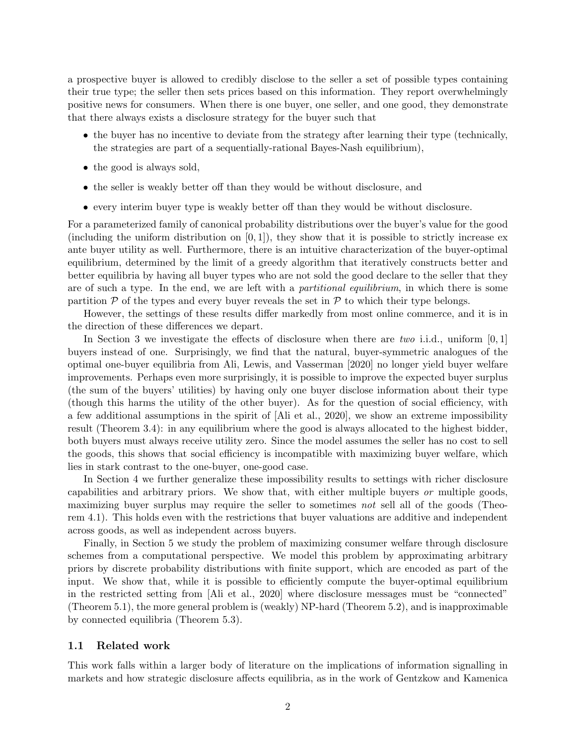a prospective buyer is allowed to credibly disclose to the seller a set of possible types containing their true type; the seller then sets prices based on this information. They report overwhelmingly positive news for consumers. When there is one buyer, one seller, and one good, they demonstrate that there always exists a disclosure strategy for the buyer such that

- the buyer has no incentive to deviate from the strategy after learning their type (technically, the strategies are part of a sequentially-rational Bayes-Nash equilibrium),
- the good is always sold,
- the seller is weakly better off than they would be without disclosure, and
- every interim buyer type is weakly better off than they would be without disclosure.

For a parameterized family of canonical probability distributions over the buyer's value for the good (including the uniform distribution on $[0, 1]$), they show that it is possible to strictly increase ex ante buyer utility as well. Furthermore, there is an intuitive characterization of the buyer-optimal equilibrium, determined by the limit of a greedy algorithm that iteratively constructs better and better equilibria by having all buyer types who are not sold the good declare to the seller that they are of such a type. In the end, we are left with a *partitional equilibrium*, in which there is some partition $\mathcal{P}$ of the types and every buyer reveals the set in $\mathcal{P}$ to which their type belongs.

However, the settings of these results differ markedly from most online commerce, and it is in the direction of these differences we depart.

In Section 3 we investigate the effects of disclosure when there are *two* i.i.d., uniform $[0, 1]$ buyers instead of one. Surprisingly, we find that the natural, buyer-symmetric analogues of the optimal one-buyer equilibria from Ali, Lewis, and Vasserman [2020] no longer yield buyer welfare improvements. Perhaps even more surprisingly, it is possible to improve the expected buyer surplus (the sum of the buyers' utilities) by having only one buyer disclose information about their type (though this harms the utility of the other buyer). As for the question of social efficiency, with a few additional assumptions in the spirit of [Ali et al., 2020], we show an extreme impossibility result (Theorem 3.4): in any equilibrium where the good is always allocated to the highest bidder, both buyers must always receive utility zero. Since the model assumes the seller has no cost to sell the goods, this shows that social efficiency is incompatible with maximizing buyer welfare, which lies in stark contrast to the one-buyer, one-good case.

In Section 4 we further generalize these impossibility results to settings with richer disclosure capabilities and arbitrary priors. We show that, with either multiple buyers *or* multiple goods, maximizing buyer surplus may require the seller to sometimes *not* sell all of the goods (Theorem 4.1). This holds even with the restrictions that buyer valuations are additive and independent across goods, as well as independent across buyers.

Finally, in Section 5 we study the problem of maximizing consumer welfare through disclosure schemes from a computational perspective. We model this problem by approximating arbitrary priors by discrete probability distributions with finite support, which are encoded as part of the input. We show that, while it is possible to efficiently compute the buyer-optimal equilibrium in the restricted setting from [Ali et al., 2020] where disclosure messages must be "connected" (Theorem 5.1), the more general problem is (weakly) NP-hard (Theorem 5.2), and is inapproximable by connected equilibria (Theorem 5.3).

### 1.1 Related work

This work falls within a larger body of literature on the implications of information signalling in markets and how strategic disclosure affects equilibria, as in the work of Gentzkow and Kamenica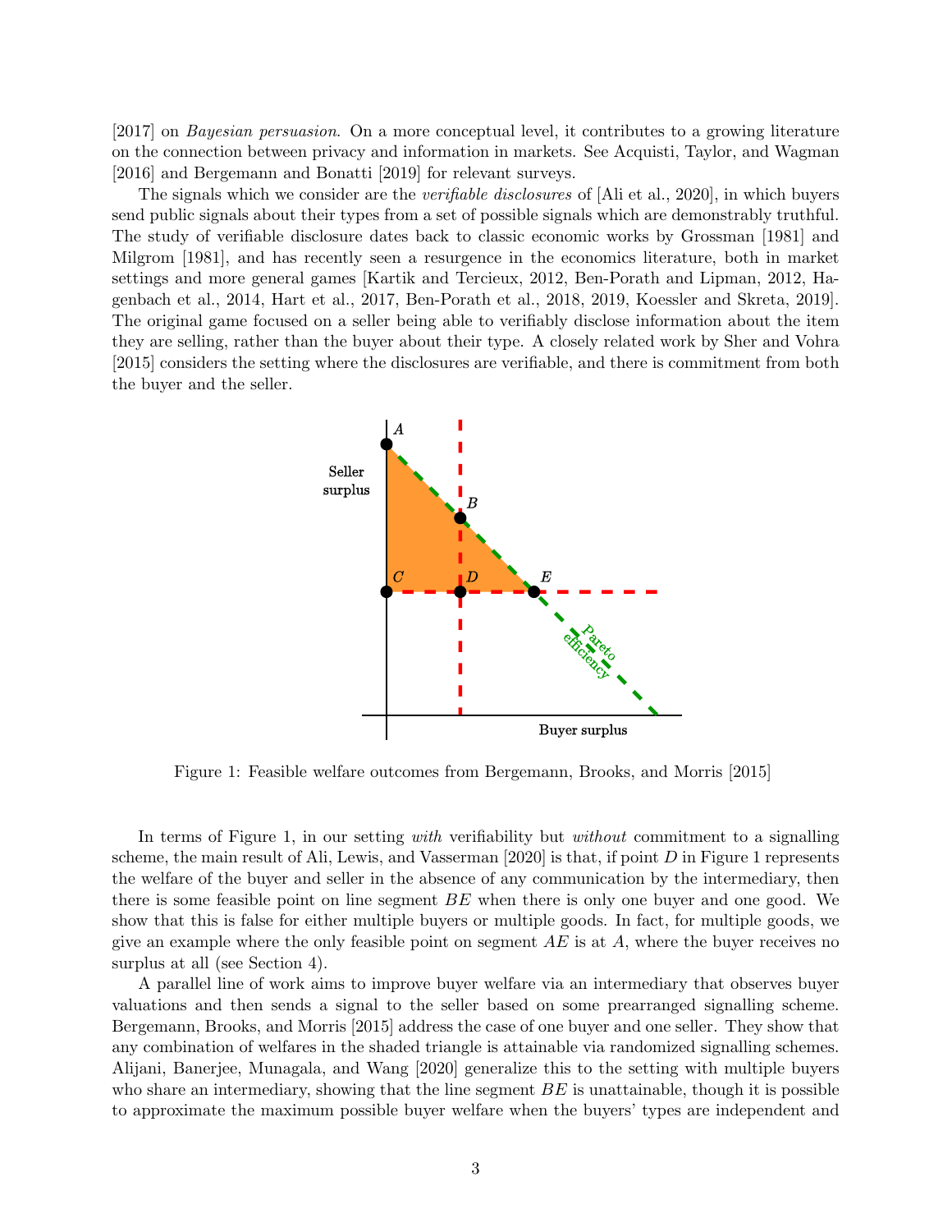[2017] on *Bayesian persuasion*. On a more conceptual level, it contributes to a growing literature on the connection between privacy and information in markets. See Acquisti, Taylor, and Wagman [2016] and Bergemann and Bonatti [2019] for relevant surveys.

The signals which we consider are the *verifiable disclosures* of [Ali et al., 2020], in which buyers send public signals about their types from a set of possible signals which are demonstrably truthful. The study of verifiable disclosure dates back to classic economic works by Grossman [1981] and Milgrom [1981], and has recently seen a resurgence in the economics literature, both in market settings and more general games [Kartik and Tercieux, 2012, Ben-Porath and Lipman, 2012, Hagenbach et al., 2014, Hart et al., 2017, Ben-Porath et al., 2018, 2019, Koessler and Skreta, 2019]. The original game focused on a seller being able to verifiably disclose information about the item they are selling, rather than the buyer about their type. A closely related work by Sher and Vohra [2015] considers the setting where the disclosures are verifiable, and there is commitment from both the buyer and the seller.

Figure 1: Feasible welfare outcomes from Bergemann, Brooks, and Morris [2015]

In terms of Figure 1, in our setting *with* verifiability but *without* commitment to a signalling scheme, the main result of Ali, Lewis, and Vasserman [2020] is that, if point $D$ in Figure 1 represents the welfare of the buyer and seller in the absence of any communication by the intermediary, then there is some feasible point on line segment $BE$ when there is only one buyer and one good. We show that this is false for either multiple buyers or multiple goods. In fact, for multiple goods, we give an example where the only feasible point on segment $AE$ is at $A$, where the buyer receives no surplus at all (see Section 4).

A parallel line of work aims to improve buyer welfare via an intermediary that observes buyer valuations and then sends a signal to the seller based on some prearranged signalling scheme. Bergemann, Brooks, and Morris [2015] address the case of one buyer and one seller. They show that any combination of welfares in the shaded triangle is attainable via randomized signalling schemes. Alijani, Banerjee, Munagala, and Wang [2020] generalize this to the setting with multiple buyers who share an intermediary, showing that the line segment $BE$ is unattainable, though it is possible to approximate the maximum possible buyer welfare when the buyers' types are independent and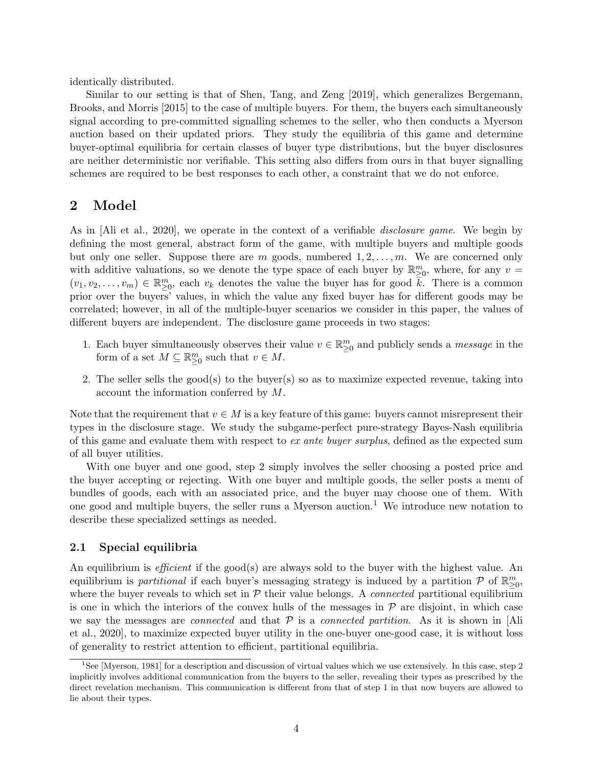identically distributed.

Similar to our setting is that of Shen, Tang, and Zeng [2019], which generalizes Bergemann, Brooks, and Morris [2015] to the case of multiple buyers. For them, the buyers each simultaneously signal according to pre-committed signalling schemes to the seller, who then conducts a Myerson auction based on their updated priors. They study the equilibria of this game and determine buyer-optimal equilibria for certain classes of buyer type distributions, but the buyer disclosures are neither deterministic nor verifiable. This setting also differs from ours in that buyer signalling schemes are required to be best responses to each other, a constraint that we do not enforce.

## 2 Model

As in [Ali et al., 2020], we operate in the context of a verifiable *disclosure game*. We begin by defining the most general, abstract form of the game, with multiple buyers and multiple goods but only one seller. Suppose there are $m$ goods, numbered $1, 2, \ldots, m$. We are concerned only with additive valuations, so we denote the type space of each buyer by $\mathbb{R}^m_{\geq 0}$, where, for any $v = (v_1, v_2, \ldots, v_m) \in \mathbb{R}^m_{\geq 0}$, each $v_k$ denotes the value the buyer has for good $k$. There is a common prior over the buyers' values, in which the value any fixed buyer has for different goods may be correlated; however, in all of the multiple-buyer scenarios we consider in this paper, the values of different buyers are independent. The disclosure game proceeds in two stages:

1. Each buyer simultaneously observes their value $v \in \mathbb{R}^m_{\geq 0}$ and publicly sends a *message* in the form of a set $M \subseteq \mathbb{R}^m_{\geq 0}$ such that $v \in M$.
2. The seller sells the good(s) to the buyer(s) so as to maximize expected revenue, taking into account the information conferred by $M$.

Note that the requirement that $v \in M$ is a key feature of this game: buyers cannot misrepresent their types in the disclosure stage. We study the subgame-perfect pure-strategy Bayes-Nash equilibria of this game and evaluate them with respect to *ex ante buyer surplus*, defined as the expected sum of all buyer utilities.

With one buyer and one good, step 2 simply involves the seller choosing a posted price and the buyer accepting or rejecting. With one buyer and multiple goods, the seller posts a menu of bundles of goods, each with an associated price, and the buyer may choose one of them. With one good and multiple buyers, the seller runs a Myerson auction.[1] We introduce new notation to describe these specialized settings as needed.

### 2.1 Special equilibria

An equilibrium is *efficient* if the good(s) are always sold to the buyer with the highest value. An equilibrium is *partitional* if each buyer's messaging strategy is induced by a partition $\mathcal{P}$ of $\mathbb{R}^m_{\geq 0}$, where the buyer reveals to which set in $\mathcal{P}$ their value belongs. A *connected* partitional equilibrium is one in which the interiors of the convex hulls of the messages in $\mathcal{P}$ are disjoint, in which case we say the messages are *connected* and that $\mathcal{P}$ is a *connected partition*. As it is shown in [Ali et al., 2020], to maximize expected buyer utility in the one-buyer one-good case, it is without loss of generality to restrict attention to efficient, partitional equilibria.

[1] See [Myerson, 1981] for a description and discussion of virtual values which we use extensively. In this case, step 2 implicitly involves additional communication from the buyers to the seller, revealing their types as prescribed by the direct revelation mechanism. This communication is different from that of step 1 in that now buyers are allowed to lie about their types.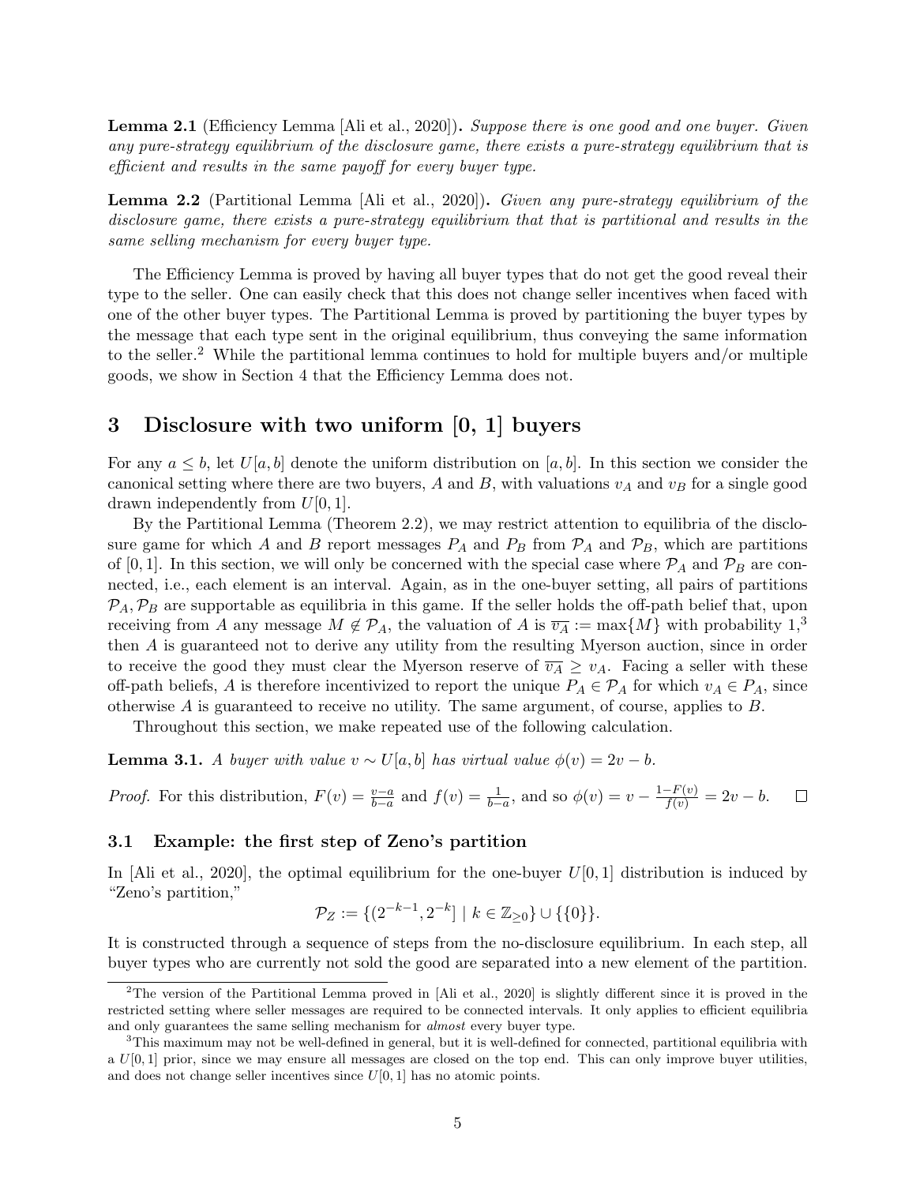**Lemma 2.1** (Efficiency Lemma [Ali et al., 2020])**.** *Suppose there is one good and one buyer. Given any pure-strategy equilibrium of the disclosure game, there exists a pure-strategy equilibrium that is efficient and results in the same payoff for every buyer type.*

**Lemma 2.2** (Partitional Lemma [Ali et al., 2020])**.** *Given any pure-strategy equilibrium of the disclosure game, there exists a pure-strategy equilibrium that that is partitional and results in the same selling mechanism for every buyer type.*

The Efficiency Lemma is proved by having all buyer types that do not get the good reveal their type to the seller. One can easily check that this does not change seller incentives when faced with one of the other buyer types. The Partitional Lemma is proved by partitioning the buyer types by the message that each type sent in the original equilibrium, thus conveying the same information to the seller.[2] While the partitional lemma continues to hold for multiple buyers and/or multiple goods, we show in Section 4 that the Efficiency Lemma does not.

# 3 Disclosure with two uniform [0, 1] buyers

For any $a \leq b$, let $U[a, b]$ denote the uniform distribution on $[a, b]$. In this section we consider the canonical setting where there are two buyers, $A$ and $B$, with valuations $v_A$ and $v_B$ for a single good drawn independently from $U[0, 1]$.

By the Partitional Lemma (Theorem 2.2), we may restrict attention to equilibria of the disclosure game for which $A$ and $B$ report messages $P_A$ and $P_B$ from $\mathcal{P}_A$ and $\mathcal{P}_B$, which are partitions of $[0, 1]$. In this section, we will only be concerned with the special case where $\mathcal{P}_A$ and $\mathcal{P}_B$ are connected, i.e., each element is an interval. Again, as in the one-buyer setting, all pairs of partitions $\mathcal{P}_A, \mathcal{P}_B$ are supportable as equilibria in this game. If the seller holds the off-path belief that, upon receiving from $A$ any message $M \notin \mathcal{P}_A$, the valuation of $A$ is $\overline{v_A} := \max\{M\}$ with probability 1,[3] then $A$ is guaranteed not to derive any utility from the resulting Myerson auction, since in order to receive the good they must clear the Myerson reserve of $\overline{v_A} \geq v_A$. Facing a seller with these off-path beliefs, $A$ is therefore incentivized to report the unique $P_A \in \mathcal{P}_A$ for which $v_A \in P_A$, since otherwise $A$ is guaranteed to receive no utility. The same argument, of course, applies to $B$.

Throughout this section, we make repeated use of the following calculation.

**Lemma 3.1.** *A buyer with value $v \sim U[a, b]$ has virtual value $\phi(v) = 2v - b$.*

*Proof.* For this distribution, $F(v) = \frac{v-a}{b-a}$ and $f(v) = \frac{1}{b-a}$, and so $\phi(v) = v - \frac{1-F(v)}{f(v)} = 2v - b$. $\square$

## 3.1 Example: the first step of Zeno's partition

In [Ali et al., 2020], the optimal equilibrium for the one-buyer $U[0, 1]$ distribution is induced by "Zeno's partition,"

$$\mathcal{P}_Z := \{(2^{-k-1}, 2^{-k}] \mid k \in \mathbb{Z}_{\geq 0}\} \cup \{\{0\}\}.$$

It is constructed through a sequence of steps from the no-disclosure equilibrium. In each step, all buyer types who are currently not sold the good are separated into a new element of the partition.

---

[2] The version of the Partitional Lemma proved in [Ali et al., 2020] is slightly different since it is proved in the restricted setting where seller messages are required to be connected intervals. It only applies to efficient equilibria and only guarantees the same selling mechanism for *almost* every buyer type.

[3] This maximum may not be well-defined in general, but it is well-defined for connected, partitional equilibria with a $U[0, 1]$ prior, since we may ensure all messages are closed on the top end. This can only improve buyer utilities, and does not change seller incentives since $U[0, 1]$ has no atomic points.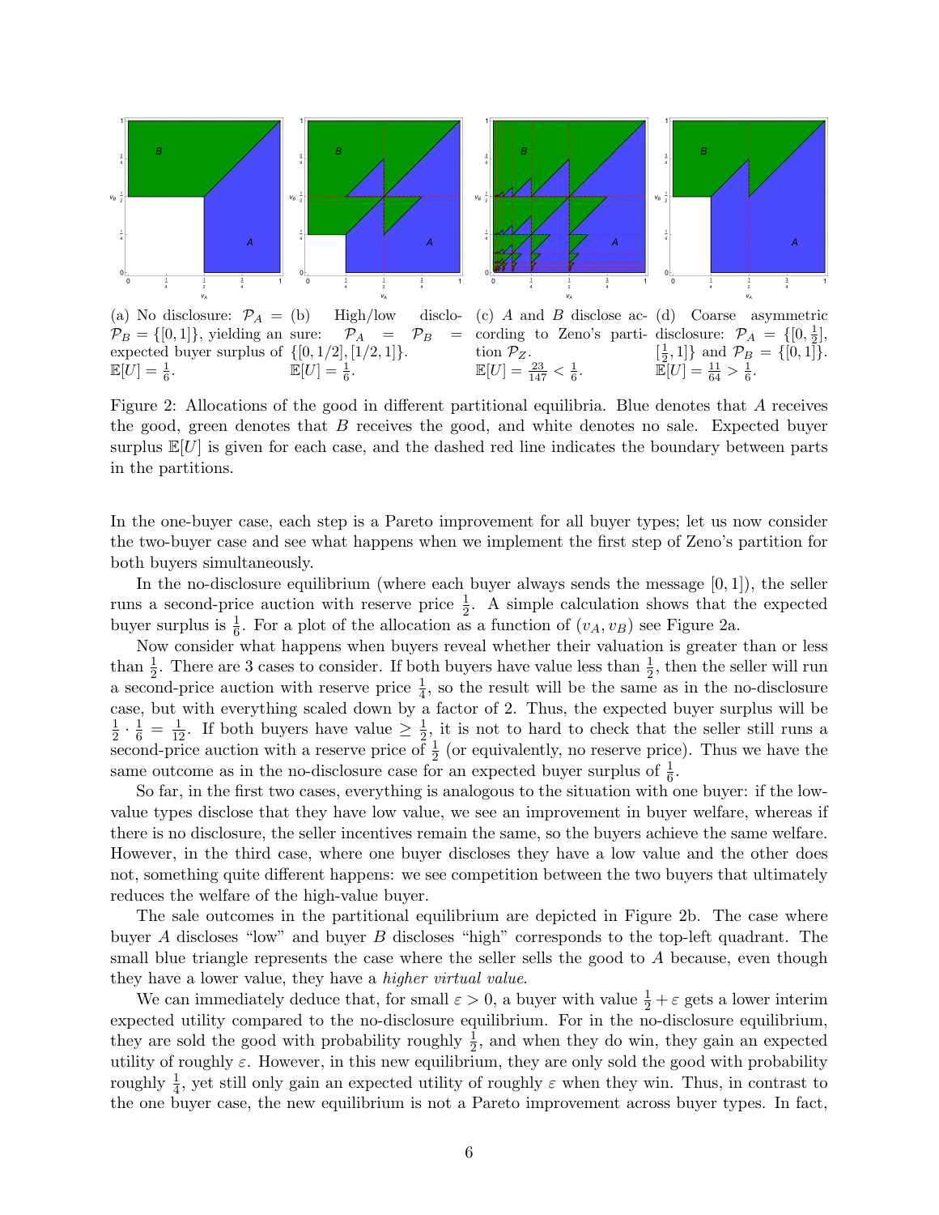(a) No disclosure: $\mathcal{P}_A = \mathcal{P}_B = \{[0,1]\}$, yielding an expected buyer surplus of $\mathbb{E}[U] = \frac{1}{6}$.

(b) High/low disclosure: $\mathcal{P}_A = \mathcal{P}_B = \{[0,1/2],[1/2,1]\}$. $\mathbb{E}[U] = \frac{1}{6}$.

(c) $A$ and $B$ disclose according to Zeno's partition $\mathcal{P}_Z$. $\mathbb{E}[U] = \frac{23}{147} < \frac{1}{6}$.

(d) Coarse asymmetric disclosure: $\mathcal{P}_A = \{[0, \frac{1}{2}], [\frac{1}{2}, 1]\}$ and $\mathcal{P}_B = \{[0, 1]\}$. $\mathbb{E}[U] = \frac{11}{64} > \frac{1}{6}$.

Figure 2: Allocations of the good in different partitional equilibria. Blue denotes that $A$ receives the good, green denotes that $B$ receives the good, and white denotes no sale. Expected buyer surplus $\mathbb{E}[U]$ is given for each case, and the dashed red line indicates the boundary between parts in the partitions.

In the one-buyer case, each step is a Pareto improvement for all buyer types; let us now consider the two-buyer case and see what happens when we implement the first step of Zeno's partition for both buyers simultaneously.

In the no-disclosure equilibrium (where each buyer always sends the message $[0, 1]$), the seller runs a second-price auction with reserve price $\frac{1}{2}$. A simple calculation shows that the expected buyer surplus is $\frac{1}{6}$. For a plot of the allocation as a function of $(v_A, v_B)$ see Figure 2a.

Now consider what happens when buyers reveal whether their valuation is greater than or less than $\frac{1}{2}$. There are 3 cases to consider. If both buyers have value less than $\frac{1}{2}$, then the seller will run a second-price auction with reserve price $\frac{1}{4}$, so the result will be the same as in the no-disclosure case, but with everything scaled down by a factor of 2. Thus, the expected buyer surplus will be $\frac{1}{2} \cdot \frac{1}{6} = \frac{1}{12}$. If both buyers have value $\geq \frac{1}{2}$, it is not to hard to check that the seller still runs a second-price auction with a reserve price of $\frac{1}{2}$ (or equivalently, no reserve price). Thus we have the same outcome as in the no-disclosure case for an expected buyer surplus of $\frac{1}{6}$.

So far, in the first two cases, everything is analogous to the situation with one buyer: if the low-value types disclose that they have low value, we see an improvement in buyer welfare, whereas if there is no disclosure, the seller incentives remain the same, so the buyers achieve the same welfare. However, in the third case, where one buyer discloses they have a low value and the other does not, something quite different happens: we see competition between the two buyers that ultimately reduces the welfare of the high-value buyer.

The sale outcomes in the partitional equilibrium are depicted in Figure 2b. The case where buyer $A$ discloses "low" and buyer $B$ discloses "high" corresponds to the top-left quadrant. The small blue triangle represents the case where the seller sells the good to $A$ because, even though they have a lower value, they have a *higher virtual value*.

We can immediately deduce that, for small $\varepsilon > 0$, a buyer with value $\frac{1}{2} + \varepsilon$ gets a lower interim expected utility compared to the no-disclosure equilibrium. For in the no-disclosure equilibrium, they are sold the good with probability roughly $\frac{1}{2}$, and when they do win, they gain an expected utility of roughly $\varepsilon$. However, in this new equilibrium, they are only sold the good with probability roughly $\frac{1}{4}$, yet still only gain an expected utility of roughly $\varepsilon$ when they win. Thus, in contrast to the one buyer case, the new equilibrium is not a Pareto improvement across buyer types. In fact,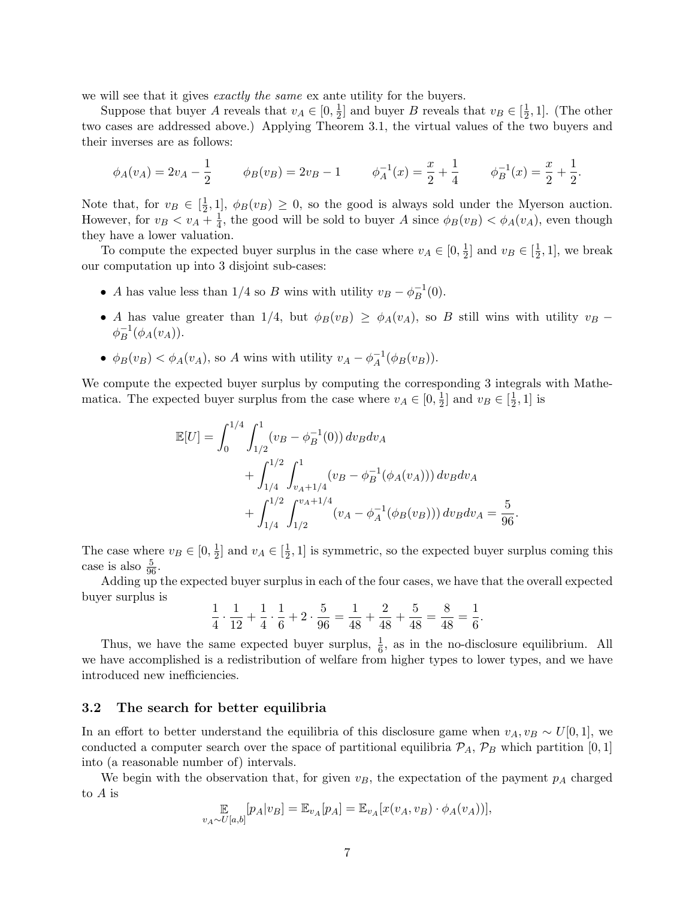we will see that it gives *exactly the same* ex ante utility for the buyers.

Suppose that buyer $A$ reveals that $v_A \in [0, \frac{1}{2}]$ and buyer $B$ reveals that $v_B \in [\frac{1}{2}, 1]$. (The other two cases are addressed above.) Applying Theorem 3.1, the virtual values of the two buyers and their inverses are as follows:

$$\phi_A(v_A) = 2v_A - \frac{1}{2} \qquad \phi_B(v_B) = 2v_B - 1 \qquad \phi_A^{-1}(x) = \frac{x}{2} + \frac{1}{4} \qquad \phi_B^{-1}(x) = \frac{x}{2} + \frac{1}{2}.$$

Note that, for $v_B \in [\frac{1}{2}, 1]$, $\phi_B(v_B) \geq 0$, so the good is always sold under the Myerson auction. However, for $v_B < v_A + \frac{1}{4}$, the good will be sold to buyer $A$ since $\phi_B(v_B) < \phi_A(v_A)$, even though they have a lower valuation.

To compute the expected buyer surplus in the case where $v_A \in [0, \frac{1}{2}]$ and $v_B \in [\frac{1}{2}, 1]$, we break our computation up into 3 disjoint sub-cases:

- $A$ has value less than 1/4 so $B$ wins with utility $v_B - \phi_B^{-1}(0)$.
- $A$ has value greater than 1/4, but $\phi_B(v_B) \geq \phi_A(v_A)$, so $B$ still wins with utility $v_B - \phi_B^{-1}(\phi_A(v_A))$.
- $\phi_B(v_B) < \phi_A(v_A)$, so $A$ wins with utility $v_A - \phi_A^{-1}(\phi_B(v_B))$.

We compute the expected buyer surplus by computing the corresponding 3 integrals with Mathematica. The expected buyer surplus from the case where $v_A \in [0, \frac{1}{2}]$ and $v_B \in [\frac{1}{2}, 1]$ is

$$\begin{aligned}
\mathbb{E}[U] = &\int_0^{1/4} \int_{1/2}^{1} (v_B - \phi_B^{-1}(0))\, dv_B dv_A \\
&+ \int_{1/4}^{1/2} \int_{v_A+1/4}^{1} (v_B - \phi_B^{-1}(\phi_A(v_A)))\, dv_B dv_A \\
&+ \int_{1/4}^{1/2} \int_{1/2}^{v_A+1/4} (v_A - \phi_A^{-1}(\phi_B(v_B)))\, dv_B dv_A = \frac{5}{96}.
\end{aligned}$$

The case where $v_B \in [0, \frac{1}{2}]$ and $v_A \in [\frac{1}{2}, 1]$ is symmetric, so the expected buyer surplus coming this case is also $\frac{5}{96}$.

Adding up the expected buyer surplus in each of the four cases, we have that the overall expected buyer surplus is

$$\frac{1}{4} \cdot \frac{1}{12} + \frac{1}{4} \cdot \frac{1}{6} + 2 \cdot \frac{5}{96} = \frac{1}{48} + \frac{2}{48} + \frac{5}{48} = \frac{8}{48} = \frac{1}{6}.$$

Thus, we have the same expected buyer surplus, $\frac{1}{6}$, as in the no-disclosure equilibrium. All we have accomplished is a redistribution of welfare from higher types to lower types, and we have introduced new inefficiencies.

### 3.2 The search for better equilibria

In an effort to better understand the equilibria of this disclosure game when $v_A, v_B \sim U[0,1]$, we conducted a computer search over the space of partitional equilibria $\mathcal{P}_A$, $\mathcal{P}_B$ which partition $[0,1]$ into (a reasonable number of) intervals.

We begin with the observation that, for given $v_B$, the expectation of the payment $p_A$ charged to $A$ is

$$\mathop{\mathbb{E}}_{v_A \sim U[a,b]}[p_A | v_B] = \mathbb{E}_{v_A}[p_A] = \mathbb{E}_{v_A}[x(v_A, v_B) \cdot \phi_A(v_A))],$$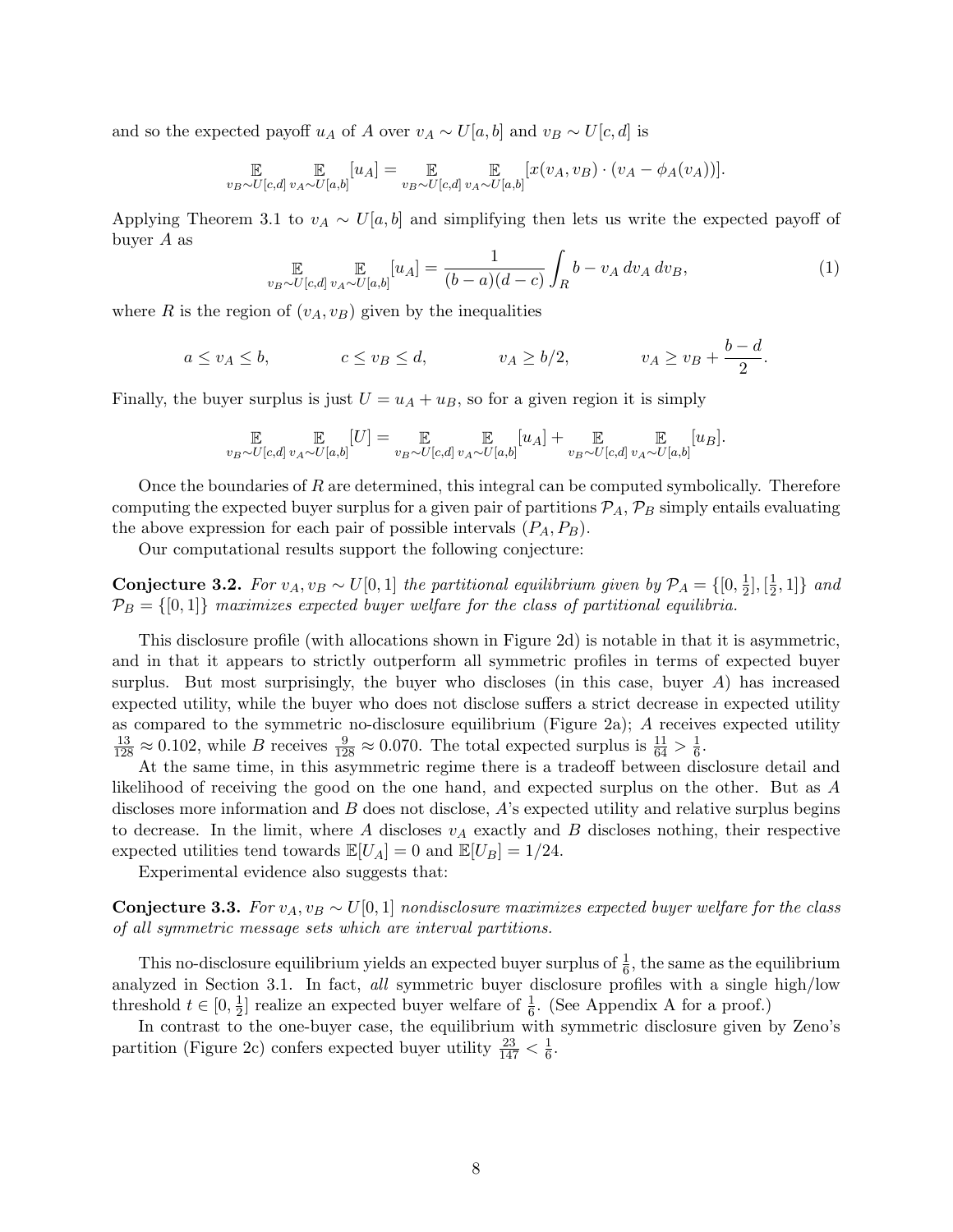and so the expected payoff $u_A$ of $A$ over $v_A \sim U[a,b]$ and $v_B \sim U[c,d]$ is

$$\mathop{\mathbb{E}}_{v_B \sim U[c,d]} \mathop{\mathbb{E}}_{v_A \sim U[a,b]} [u_A] = \mathop{\mathbb{E}}_{v_B \sim U[c,d]} \mathop{\mathbb{E}}_{v_A \sim U[a,b]} [x(v_A, v_B) \cdot (v_A - \phi_A(v_A))].$$

Applying Theorem 3.1 to $v_A \sim U[a,b]$ and simplifying then lets us write the expected payoff of buyer $A$ as

$$\mathop{\mathbb{E}}_{v_B \sim U[c,d]} \mathop{\mathbb{E}}_{v_A \sim U[a,b]} [u_A] = \frac{1}{(b-a)(d-c)} \int_R b - v_A \, dv_A \, dv_B, \tag{1}$$

where $R$ is the region of $(v_A, v_B)$ given by the inequalities

$$a \leq v_A \leq b, \qquad c \leq v_B \leq d, \qquad v_A \geq b/2, \qquad v_A \geq v_B + \frac{b-d}{2}.$$

Finally, the buyer surplus is just $U = u_A + u_B$, so for a given region it is simply

$$\mathop{\mathbb{E}}_{v_B \sim U[c,d]} \mathop{\mathbb{E}}_{v_A \sim U[a,b]} [U] = \mathop{\mathbb{E}}_{v_B \sim U[c,d]} \mathop{\mathbb{E}}_{v_A \sim U[a,b]} [u_A] + \mathop{\mathbb{E}}_{v_B \sim U[c,d]} \mathop{\mathbb{E}}_{v_A \sim U[a,b]} [u_B].$$

Once the boundaries of $R$ are determined, this integral can be computed symbolically. Therefore computing the expected buyer surplus for a given pair of partitions $\mathcal{P}_A$, $\mathcal{P}_B$ simply entails evaluating the above expression for each pair of possible intervals $(P_A, P_B)$.

Our computational results support the following conjecture:

**Conjecture 3.2.** *For $v_A, v_B \sim U[0,1]$ the partitional equilibrium given by $\mathcal{P}_A = \{[0, \frac{1}{2}], [\frac{1}{2}, 1]\}$ and $\mathcal{P}_B = \{[0,1]\}$ maximizes expected buyer welfare for the class of partitional equilibria.*

This disclosure profile (with allocations shown in Figure 2d) is notable in that it is asymmetric, and in that it appears to strictly outperform all symmetric profiles in terms of expected buyer surplus. But most surprisingly, the buyer who discloses (in this case, buyer $A$) has increased expected utility, while the buyer who does not disclose suffers a strict decrease in expected utility as compared to the symmetric no-disclosure equilibrium (Figure 2a); $A$ receives expected utility $\frac{13}{128} \approx 0.102$, while $B$ receives $\frac{9}{128} \approx 0.070$. The total expected surplus is $\frac{11}{64} > \frac{1}{6}$.

At the same time, in this asymmetric regime there is a tradeoff between disclosure detail and likelihood of receiving the good on the one hand, and expected surplus on the other. But as $A$ discloses more information and $B$ does not disclose, $A$'s expected utility and relative surplus begins to decrease. In the limit, where $A$ discloses $v_A$ exactly and $B$ discloses nothing, their respective expected utilities tend towards $\mathbb{E}[U_A] = 0$ and $\mathbb{E}[U_B] = 1/24$.

Experimental evidence also suggests that:

**Conjecture 3.3.** *For $v_A, v_B \sim U[0,1]$ nondisclosure maximizes expected buyer welfare for the class of all symmetric message sets which are interval partitions.*

This no-disclosure equilibrium yields an expected buyer surplus of $\frac{1}{6}$, the same as the equilibrium analyzed in Section 3.1. In fact, *all* symmetric buyer disclosure profiles with a single high/low threshold $t \in [0, \frac{1}{2}]$ realize an expected buyer welfare of $\frac{1}{6}$. (See Appendix A for a proof.)

In contrast to the one-buyer case, the equilibrium with symmetric disclosure given by Zeno's partition (Figure 2c) confers expected buyer utility $\frac{23}{147} < \frac{1}{6}$.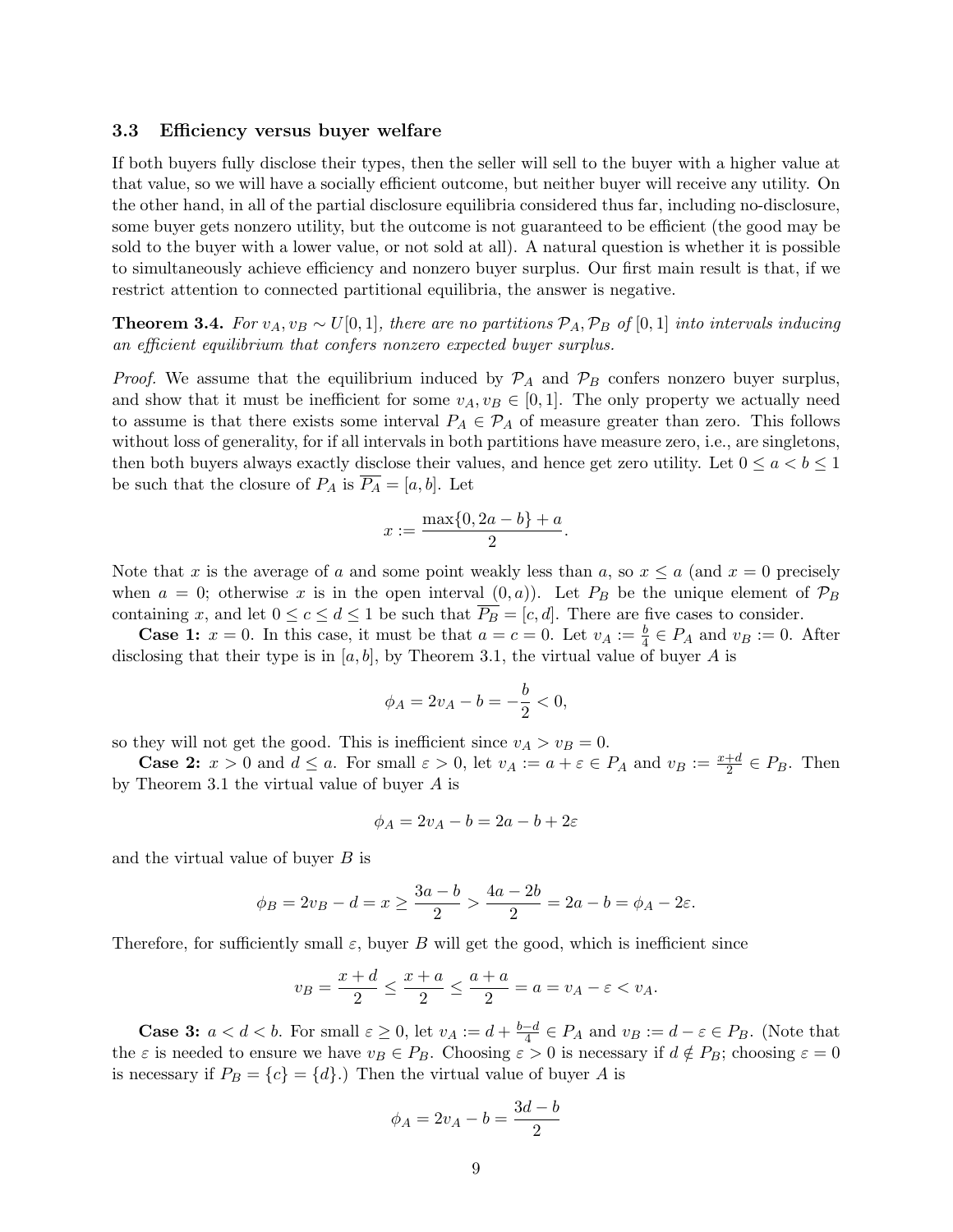### 3.3 Efficiency versus buyer welfare

If both buyers fully disclose their types, then the seller will sell to the buyer with a higher value at that value, so we will have a socially efficient outcome, but neither buyer will receive any utility. On the other hand, in all of the partial disclosure equilibria considered thus far, including no-disclosure, some buyer gets nonzero utility, but the outcome is not guaranteed to be efficient (the good may be sold to the buyer with a lower value, or not sold at all). A natural question is whether it is possible to simultaneously achieve efficiency and nonzero buyer surplus. Our first main result is that, if we restrict attention to connected partitional equilibria, the answer is negative.

**Theorem 3.4.** *For $v_A, v_B \sim U[0,1]$, there are no partitions $\mathcal{P}_A, \mathcal{P}_B$ of $[0,1]$ into intervals inducing an efficient equilibrium that confers nonzero expected buyer surplus.*

*Proof.* We assume that the equilibrium induced by $\mathcal{P}_A$ and $\mathcal{P}_B$ confers nonzero buyer surplus, and show that it must be inefficient for some $v_A, v_B \in [0,1]$. The only property we actually need to assume is that there exists some interval $P_A \in \mathcal{P}_A$ of measure greater than zero. This follows without loss of generality, for if all intervals in both partitions have measure zero, i.e., are singletons, then both buyers always exactly disclose their values, and hence get zero utility. Let $0 \le a < b \le 1$ be such that the closure of $P_A$ is $\overline{P_A} = [a,b]$. Let

$$x := \frac{\max\{0, 2a - b\} + a}{2}.$$

Note that $x$ is the average of $a$ and some point weakly less than $a$, so $x \le a$ (and $x = 0$ precisely when $a = 0$; otherwise $x$ is in the open interval $(0,a)$). Let $P_B$ be the unique element of $\mathcal{P}_B$ containing $x$, and let $0 \le c \le d \le 1$ be such that $\overline{P_B} = [c,d]$. There are five cases to consider.

**Case 1:** $x = 0$. In this case, it must be that $a = c = 0$. Let $v_A := \frac{b}{4} \in P_A$ and $v_B := 0$. After disclosing that their type is in $[a,b]$, by Theorem 3.1, the virtual value of buyer $A$ is

$$\phi_A = 2v_A - b = -\frac{b}{2} < 0,$$

so they will not get the good. This is inefficient since $v_A > v_B = 0$.

**Case 2:** $x > 0$ and $d \le a$. For small $\varepsilon > 0$, let $v_A := a + \varepsilon \in P_A$ and $v_B := \frac{x+d}{2} \in P_B$. Then by Theorem 3.1 the virtual value of buyer $A$ is

$$\phi_A = 2v_A - b = 2a - b + 2\varepsilon$$

and the virtual value of buyer $B$ is

$$\phi_B = 2v_B - d = x \ge \frac{3a - b}{2} > \frac{4a - 2b}{2} = 2a - b = \phi_A - 2\varepsilon.$$

Therefore, for sufficiently small $\varepsilon$, buyer $B$ will get the good, which is inefficient since

$$v_B = \frac{x+d}{2} \le \frac{x+a}{2} \le \frac{a+a}{2} = a = v_A - \varepsilon < v_A.$$

**Case 3:** $a < d < b$. For small $\varepsilon \ge 0$, let $v_A := d + \frac{b-d}{4} \in P_A$ and $v_B := d - \varepsilon \in P_B$. (Note that the $\varepsilon$ is needed to ensure we have $v_B \in P_B$. Choosing $\varepsilon > 0$ is necessary if $d \notin P_B$; choosing $\varepsilon = 0$ is necessary if $P_B = \{c\} = \{d\}$.) Then the virtual value of buyer $A$ is

$$\phi_A = 2v_A - b = \frac{3d - b}{2}$$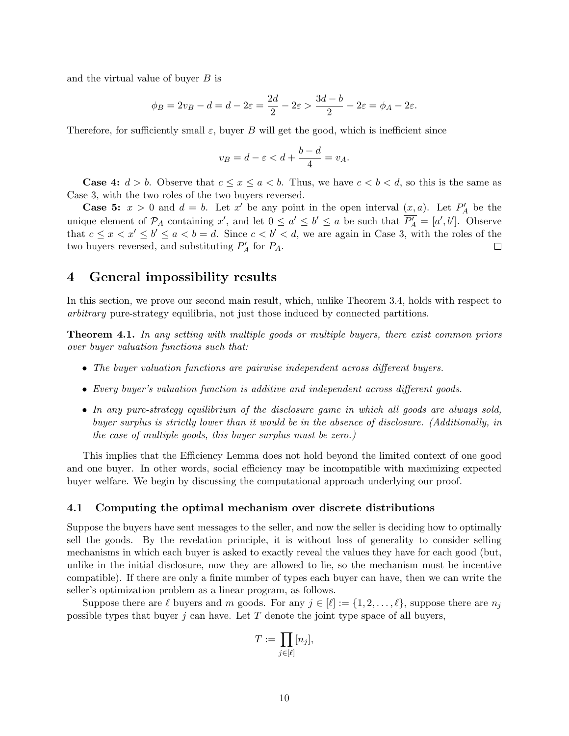and the virtual value of buyer $B$ is

$$\phi_B = 2v_B - d = d - 2\varepsilon = \frac{2d}{2} - 2\varepsilon > \frac{3d-b}{2} - 2\varepsilon = \phi_A - 2\varepsilon.$$

Therefore, for sufficiently small $\varepsilon$, buyer $B$ will get the good, which is inefficient since

$$v_B = d - \varepsilon < d + \frac{b-d}{4} = v_A.$$

**Case 4:** $d > b$. Observe that $c \le x \le a < b$. Thus, we have $c < b < d$, so this is the same as Case 3, with the two roles of the two buyers reversed.

**Case 5:** $x > 0$ and $d = b$. Let $x'$ be any point in the open interval $(x, a)$. Let $P'_A$ be the unique element of $\mathcal{P}_A$ containing $x'$, and let $0 \le a' \le b' \le a$ be such that $\overline{P'_A} = [a', b']$. Observe that $c \le x < x' \le b' \le a < b = d$. Since $c < b' < d$, we are again in Case 3, with the roles of the two buyers reversed, and substituting $P'_A$ for $P_A$. $\square$

# 4 General impossibility results

In this section, we prove our second main result, which, unlike Theorem 3.4, holds with respect to *arbitrary* pure-strategy equilibria, not just those induced by connected partitions.

**Theorem 4.1.** *In any setting with multiple goods or multiple buyers, there exist common priors over buyer valuation functions such that:*

- *The buyer valuation functions are pairwise independent across different buyers.*
- *Every buyer's valuation function is additive and independent across different goods.*
- *In any pure-strategy equilibrium of the disclosure game in which all goods are always sold, buyer surplus is strictly lower than it would be in the absence of disclosure. (Additionally, in the case of multiple goods, this buyer surplus must be zero.)*

This implies that the Efficiency Lemma does not hold beyond the limited context of one good and one buyer. In other words, social efficiency may be incompatible with maximizing expected buyer welfare. We begin by discussing the computational approach underlying our proof.

## 4.1 Computing the optimal mechanism over discrete distributions

Suppose the buyers have sent messages to the seller, and now the seller is deciding how to optimally sell the goods. By the revelation principle, it is without loss of generality to consider selling mechanisms in which each buyer is asked to exactly reveal the values they have for each good (but, unlike in the initial disclosure, now they are allowed to lie, so the mechanism must be incentive compatible). If there are only a finite number of types each buyer can have, then we can write the seller's optimization problem as a linear program, as follows.

Suppose there are $\ell$ buyers and $m$ goods. For any $j \in [\ell] := \{1, 2, \dots, \ell\}$, suppose there are $n_j$ possible types that buyer $j$ can have. Let $T$ denote the joint type space of all buyers,

$$T := \prod_{j \in [\ell]} [n_j],$$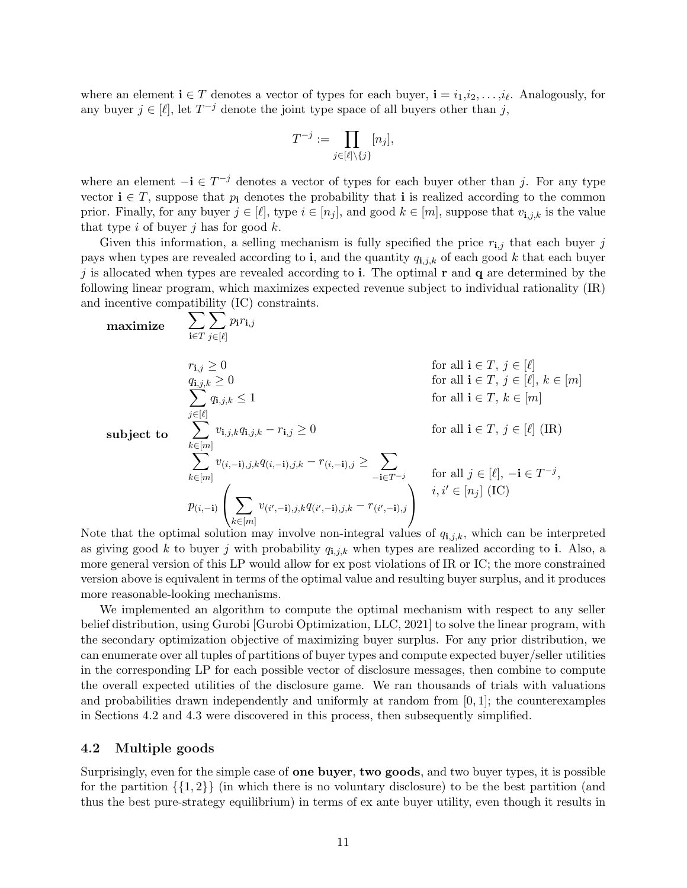where an element $\mathbf{i} \in T$ denotes a vector of types for each buyer, $\mathbf{i} = i_1, i_2, \ldots, i_\ell$. Analogously, for any buyer $j \in [\ell]$, let $T^{-j}$ denote the joint type space of all buyers other than $j$,

$$T^{-j} := \prod_{j \in [\ell] \setminus \{j\}} [n_j],$$

where an element $-\mathbf{i} \in T^{-j}$ denotes a vector of types for each buyer other than $j$. For any type vector $\mathbf{i} \in T$, suppose that $p_{\mathbf{i}}$ denotes the probability that $\mathbf{i}$ is realized according to the common prior. Finally, for any buyer $j \in [\ell]$, type $i \in [n_j]$, and good $k \in [m]$, suppose that $v_{\mathbf{i},j,k}$ is the value that type $i$ of buyer $j$ has for good $k$.

Given this information, a selling mechanism is fully specified the price $r_{\mathbf{i},j}$ that each buyer $j$ pays when types are revealed according to $\mathbf{i}$, and the quantity $q_{\mathbf{i},j,k}$ of each good $k$ that each buyer $j$ is allocated when types are revealed according to $\mathbf{i}$. The optimal $\mathbf{r}$ and $\mathbf{q}$ are determined by the following linear program, which maximizes expected revenue subject to individual rationality (IR) and incentive compatibility (IC) constraints.

$$\begin{aligned}
\textbf{maximize} \quad & \sum_{\mathbf{i} \in T} \sum_{j \in [\ell]} p_{\mathbf{i}} r_{\mathbf{i},j} \\
\textbf{subject to} \quad & r_{\mathbf{i},j} \geq 0 && \text{for all } \mathbf{i} \in T,\ j \in [\ell] \\
& q_{\mathbf{i},j,k} \geq 0 && \text{for all } \mathbf{i} \in T,\ j \in [\ell],\ k \in [m] \\
& \sum_{j \in [\ell]} q_{\mathbf{i},j,k} \leq 1 && \text{for all } \mathbf{i} \in T,\ k \in [m] \\
& \sum_{k \in [m]} v_{\mathbf{i},j,k} q_{\mathbf{i},j,k} - r_{\mathbf{i},j} \geq 0 && \text{for all } \mathbf{i} \in T,\ j \in [\ell] \text{ (IR)} \\
& \sum_{k \in [m]} v_{(i,-\mathbf{i}),j,k} q_{(i,-\mathbf{i}),j,k} - r_{(i,-\mathbf{i}),j} \geq \sum_{-\mathbf{i} \in T^{-j}} && \text{for all } j \in [\ell],\ -\mathbf{i} \in T^{-j}, \\
& p_{(i,-\mathbf{i})} \left( \sum_{k \in [m]} v_{(i',-\mathbf{i}),j,k} q_{(i',-\mathbf{i}),j,k} - r_{(i',-\mathbf{i}),j} \right) && i, i' \in [n_j] \text{ (IC)}
\end{aligned}$$

Note that the optimal solution may involve non-integral values of $q_{\mathbf{i},j,k}$, which can be interpreted as giving good $k$ to buyer $j$ with probability $q_{\mathbf{i},j,k}$ when types are realized according to $\mathbf{i}$. Also, a more general version of this LP would allow for ex post violations of IR or IC; the more constrained version above is equivalent in terms of the optimal value and resulting buyer surplus, and it produces more reasonable-looking mechanisms.

We implemented an algorithm to compute the optimal mechanism with respect to any seller belief distribution, using Gurobi [Gurobi Optimization, LLC, 2021] to solve the linear program, with the secondary optimization objective of maximizing buyer surplus. For any prior distribution, we can enumerate over all tuples of partitions of buyer types and compute expected buyer/seller utilities in the corresponding LP for each possible vector of disclosure messages, then combine to compute the overall expected utilities of the disclosure game. We ran thousands of trials with valuations and probabilities drawn independently and uniformly at random from $[0, 1]$; the counterexamples in Sections 4.2 and 4.3 were discovered in this process, then subsequently simplified.

## 4.2 Multiple goods

Surprisingly, even for the simple case of **one buyer**, **two goods**, and two buyer types, it is possible for the partition $\{\{1, 2\}\}$ (in which there is no voluntary disclosure) to be the best partition (and thus the best pure-strategy equilibrium) in terms of ex ante buyer utility, even though it results in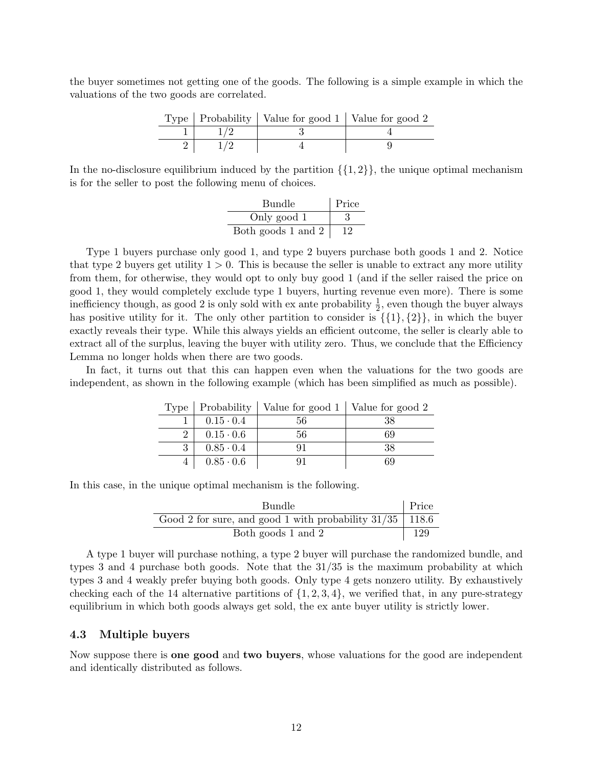the buyer sometimes not getting one of the goods. The following is a simple example in which the valuations of the two goods are correlated.

| Type | Probability | Value for good 1 | Value for good 2 |
|---|---|---|---|
| 1 | 1/2 | 3 | 4 |
| 2 | 1/2 | 4 | 9 |

In the no-disclosure equilibrium induced by the partition $\{\{1, 2\}\}$, the unique optimal mechanism is for the seller to post the following menu of choices.

| Bundle | Price |
|---|---|
| Only good 1 | 3 |
| Both goods 1 and 2 | 12 |

Type 1 buyers purchase only good 1, and type 2 buyers purchase both goods 1 and 2. Notice that type 2 buyers get utility $1 > 0$. This is because the seller is unable to extract any more utility from them, for otherwise, they would opt to only buy good 1 (and if the seller raised the price on good 1, they would completely exclude type 1 buyers, hurting revenue even more). There is some inefficiency though, as good 2 is only sold with ex ante probability $\frac{1}{2}$, even though the buyer always has positive utility for it. The only other partition to consider is $\{\{1\}, \{2\}\}$, in which the buyer exactly reveals their type. While this always yields an efficient outcome, the seller is clearly able to extract all of the surplus, leaving the buyer with utility zero. Thus, we conclude that the Efficiency Lemma no longer holds when there are two goods.

In fact, it turns out that this can happen even when the valuations for the two goods are independent, as shown in the following example (which has been simplified as much as possible).

| Type | Probability | Value for good 1 | Value for good 2 |
|---|---|---|---|
| 1 | $0.15 \cdot 0.4$ | 56 | 38 |
| 2 | $0.15 \cdot 0.6$ | 56 | 69 |
| 3 | $0.85 \cdot 0.4$ | 91 | 38 |
| 4 | $0.85 \cdot 0.6$ | 91 | 69 |

In this case, in the unique optimal mechanism is the following.

| Bundle | Price |
|---|---|
| Good 2 for sure, and good 1 with probability 31/35 | 118.6 |
| Both goods 1 and 2 | 129 |

A type 1 buyer will purchase nothing, a type 2 buyer will purchase the randomized bundle, and types 3 and 4 purchase both goods. Note that the 31/35 is the maximum probability at which types 3 and 4 weakly prefer buying both goods. Only type 4 gets nonzero utility. By exhaustively checking each of the 14 alternative partitions of $\{1, 2, 3, 4\}$, we verified that, in any pure-strategy equilibrium in which both goods always get sold, the ex ante buyer utility is strictly lower.

### 4.3 Multiple buyers

Now suppose there is **one good** and **two buyers**, whose valuations for the good are independent and identically distributed as follows.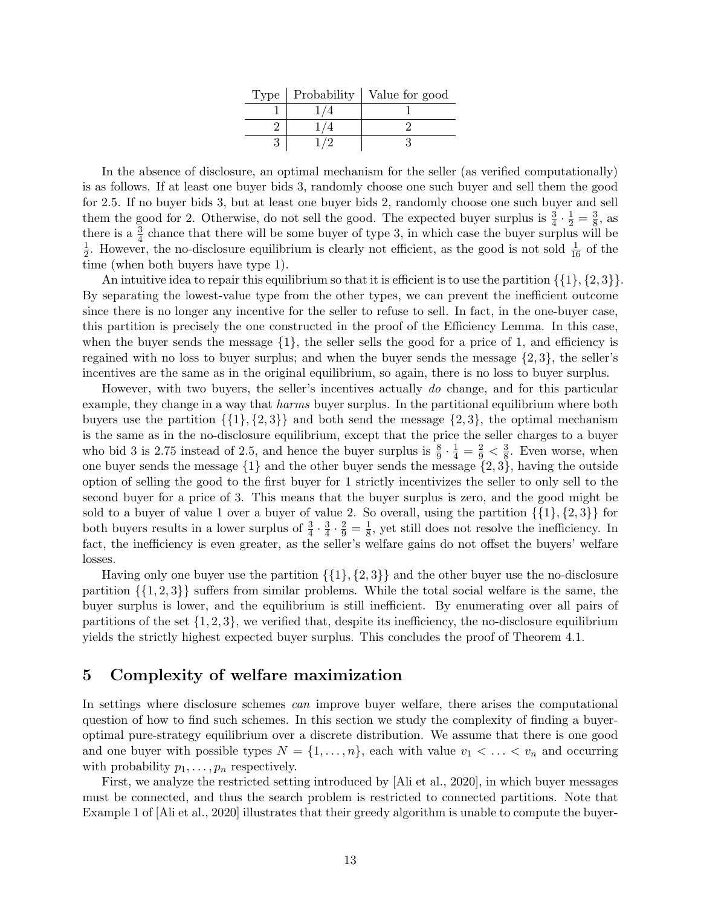| Type | Probability | Value for good |
|---|---|---|
| 1 | 1/4 | 1 |
| 2 | 1/4 | 2 |
| 3 | 1/2 | 3 |

In the absence of disclosure, an optimal mechanism for the seller (as verified computationally) is as follows. If at least one buyer bids 3, randomly choose one such buyer and sell them the good for 2.5. If no buyer bids 3, but at least one buyer bids 2, randomly choose one such buyer and sell them the good for 2. Otherwise, do not sell the good. The expected buyer surplus is $\frac{3}{4} \cdot \frac{1}{2} = \frac{3}{8}$, as there is a $\frac{3}{4}$ chance that there will be some buyer of type 3, in which case the buyer surplus will be $\frac{1}{2}$. However, the no-disclosure equilibrium is clearly not efficient, as the good is not sold $\frac{1}{16}$ of the time (when both buyers have type 1).

An intuitive idea to repair this equilibrium so that it is efficient is to use the partition $\{\{1\}, \{2, 3\}\}$. By separating the lowest-value type from the other types, we can prevent the inefficient outcome since there is no longer any incentive for the seller to refuse to sell. In fact, in the one-buyer case, this partition is precisely the one constructed in the proof of the Efficiency Lemma. In this case, when the buyer sends the message $\{1\}$, the seller sells the good for a price of 1, and efficiency is regained with no loss to buyer surplus; and when the buyer sends the message $\{2, 3\}$, the seller's incentives are the same as in the original equilibrium, so again, there is no loss to buyer surplus.

However, with two buyers, the seller's incentives actually *do* change, and for this particular example, they change in a way that *harms* buyer surplus. In the partitional equilibrium where both buyers use the partition $\{\{1\}, \{2, 3\}\}$ and both send the message $\{2, 3\}$, the optimal mechanism is the same as in the no-disclosure equilibrium, except that the price the seller charges to a buyer who bid 3 is 2.75 instead of 2.5, and hence the buyer surplus is $\frac{8}{9} \cdot \frac{1}{4} = \frac{2}{9} < \frac{3}{8}$. Even worse, when one buyer sends the message $\{1\}$ and the other buyer sends the message $\{2, 3\}$, having the outside option of selling the good to the first buyer for 1 strictly incentivizes the seller to only sell to the second buyer for a price of 3. This means that the buyer surplus is zero, and the good might be sold to a buyer of value 1 over a buyer of value 2. So overall, using the partition $\{\{1\}, \{2, 3\}\}$ for both buyers results in a lower surplus of $\frac{3}{4} \cdot \frac{3}{4} \cdot \frac{2}{9} = \frac{1}{8}$, yet still does not resolve the inefficiency. In fact, the inefficiency is even greater, as the seller's welfare gains do not offset the buyers' welfare losses.

Having only one buyer use the partition $\{\{1\}, \{2, 3\}\}$ and the other buyer use the no-disclosure partition $\{\{1, 2, 3\}\}$ suffers from similar problems. While the total social welfare is the same, the buyer surplus is lower, and the equilibrium is still inefficient. By enumerating over all pairs of partitions of the set $\{1, 2, 3\}$, we verified that, despite its inefficiency, the no-disclosure equilibrium yields the strictly highest expected buyer surplus. This concludes the proof of Theorem 4.1.

## 5 Complexity of welfare maximization

In settings where disclosure schemes *can* improve buyer welfare, there arises the computational question of how to find such schemes. In this section we study the complexity of finding a buyer-optimal pure-strategy equilibrium over a discrete distribution. We assume that there is one good and one buyer with possible types $N = \{1, \ldots, n\}$, each with value $v_1 < \ldots < v_n$ and occurring with probability $p_1, \ldots, p_n$ respectively.

First, we analyze the restricted setting introduced by [Ali et al., 2020], in which buyer messages must be connected, and thus the search problem is restricted to connected partitions. Note that Example 1 of [Ali et al., 2020] illustrates that their greedy algorithm is unable to compute the buyer-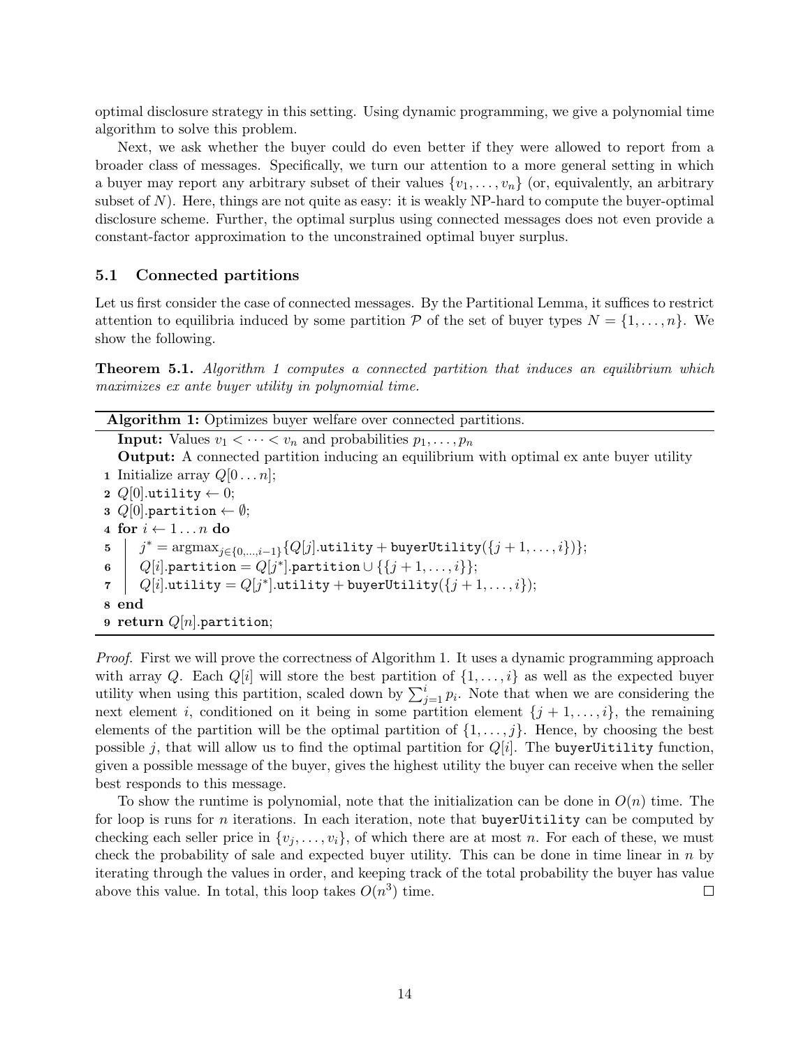optimal disclosure strategy in this setting. Using dynamic programming, we give a polynomial time algorithm to solve this problem.

Next, we ask whether the buyer could do even better if they were allowed to report from a broader class of messages. Specifically, we turn our attention to a more general setting in which a buyer may report any arbitrary subset of their values $\{v_1, \ldots, v_n\}$ (or, equivalently, an arbitrary subset of $N$). Here, things are not quite as easy: it is weakly NP-hard to compute the buyer-optimal disclosure scheme. Further, the optimal surplus using connected messages does not even provide a constant-factor approximation to the unconstrained optimal buyer surplus.

### 5.1 Connected partitions

Let us first consider the case of connected messages. By the Partitional Lemma, it suffices to restrict attention to equilibria induced by some partition $\mathcal{P}$ of the set of buyer types $N = \{1, \ldots, n\}$. We show the following.

**Theorem 5.1.** *Algorithm 1 computes a connected partition that induces an equilibrium which maximizes ex ante buyer utility in polynomial time.*

**Algorithm 1:** Optimizes buyer welfare over connected partitions.

**Input:** Values $v_1 < \cdots < v_n$ and probabilities $p_1, \ldots, p_n$

**Output:** A connected partition inducing an equilibrium with optimal ex ante buyer utility

```
1 Initialize array Q[0...n];
2 Q[0].utility ← 0;
3 Q[0].partition ← ∅;
4 for i ← 1...n do
5     j* = argmax_{j∈{0,...,i−1}} {Q[j].utility + buyerUtility({j+1,...,i})};
6     Q[i].partition = Q[j*].partition ∪ {{j+1,...,i}};
7     Q[i].utility = Q[j*].utility + buyerUtility({j+1,...,i});
8 end
9 return Q[n].partition;
```

*Proof.* First we will prove the correctness of Algorithm 1. It uses a dynamic programming approach with array $Q$. Each $Q[i]$ will store the best partition of $\{1, \ldots, i\}$ as well as the expected buyer utility when using this partition, scaled down by $\sum_{j=1}^{i} p_i$. Note that when we are considering the next element $i$, conditioned on it being in some partition element $\{j+1, \ldots, i\}$, the remaining elements of the partition will be the optimal partition of $\{1, \ldots, j\}$. Hence, by choosing the best possible $j$, that will allow us to find the optimal partition for $Q[i]$. The `buyerUitility` function, given a possible message of the buyer, gives the highest utility the buyer can receive when the seller best responds to this message.

To show the runtime is polynomial, note that the initialization can be done in $O(n)$ time. The for loop is runs for $n$ iterations. In each iteration, note that `buyerUitility` can be computed by checking each seller price in $\{v_j, \ldots, v_i\}$, of which there are at most $n$. For each of these, we must check the probability of sale and expected buyer utility. This can be done in time linear in $n$ by iterating through the values in order, and keeping track of the total probability the buyer has value above this value. In total, this loop takes $O(n^3)$ time. $\square$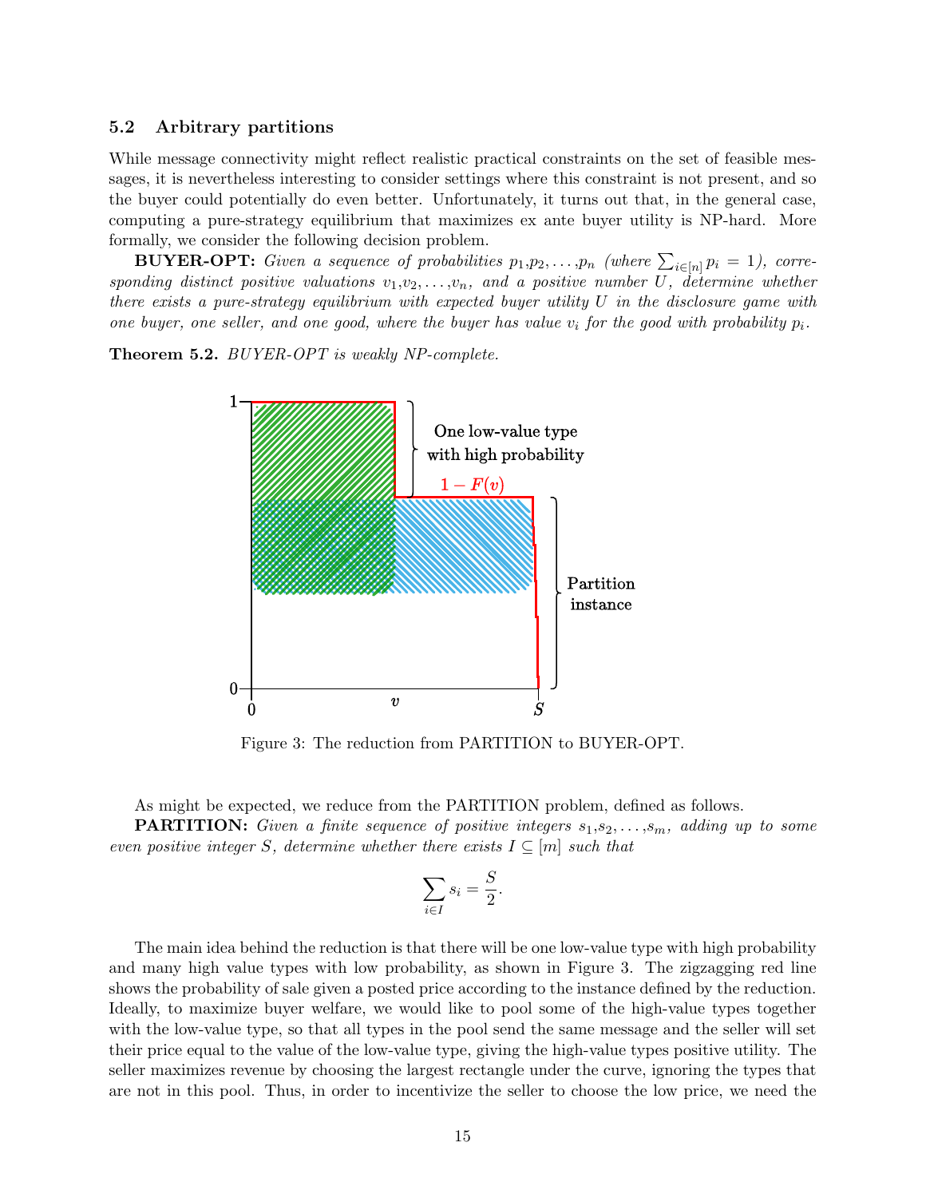### 5.2 Arbitrary partitions

While message connectivity might reflect realistic practical constraints on the set of feasible messages, it is nevertheless interesting to consider settings where this constraint is not present, and so the buyer could potentially do even better. Unfortunately, it turns out that, in the general case, computing a pure-strategy equilibrium that maximizes ex ante buyer utility is NP-hard. More formally, we consider the following decision problem.

**BUYER-OPT:** *Given a sequence of probabilities $p_1, p_2, \ldots, p_n$ (where $\sum_{i\in[n]} p_i = 1$), corresponding distinct positive valuations $v_1, v_2, \ldots, v_n$, and a positive number $U$, determine whether there exists a pure-strategy equilibrium with expected buyer utility $U$ in the disclosure game with one buyer, one seller, and one good, where the buyer has value $v_i$ for the good with probability $p_i$.*

**Theorem 5.2.** *BUYER-OPT is weakly NP-complete.*

Figure 3: The reduction from PARTITION to BUYER-OPT.

As might be expected, we reduce from the PARTITION problem, defined as follows.

**PARTITION:** *Given a finite sequence of positive integers $s_1, s_2, \ldots, s_m$, adding up to some even positive integer $S$, determine whether there exists $I \subseteq [m]$ such that*

$$\sum_{i\in I} s_i = \frac{S}{2}.$$

The main idea behind the reduction is that there will be one low-value type with high probability and many high value types with low probability, as shown in Figure 3. The zigzagging red line shows the probability of sale given a posted price according to the instance defined by the reduction. Ideally, to maximize buyer welfare, we would like to pool some of the high-value types together with the low-value type, so that all types in the pool send the same message and the seller will set their price equal to the value of the low-value type, giving the high-value types positive utility. The seller maximizes revenue by choosing the largest rectangle under the curve, ignoring the types that are not in this pool. Thus, in order to incentivize the seller to choose the low price, we need the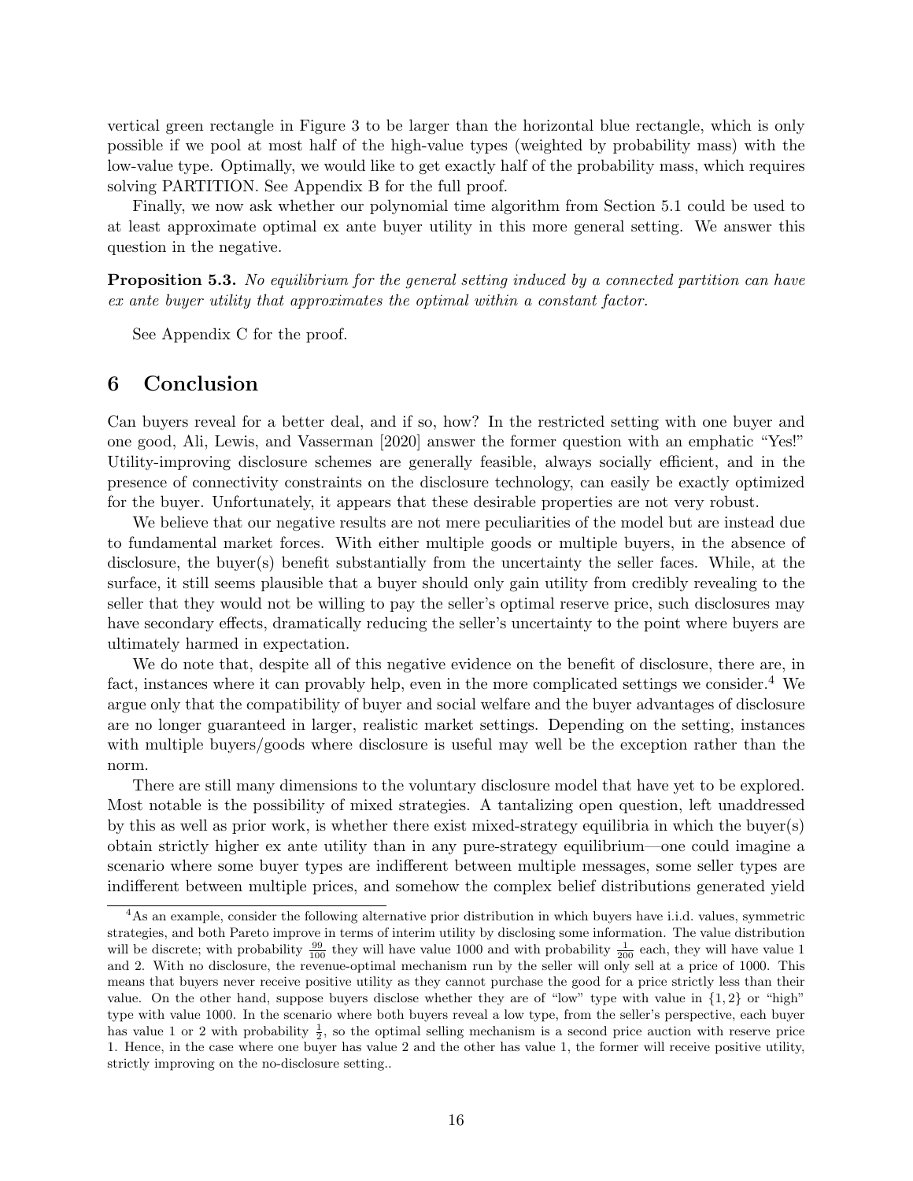vertical green rectangle in Figure 3 to be larger than the horizontal blue rectangle, which is only possible if we pool at most half of the high-value types (weighted by probability mass) with the low-value type. Optimally, we would like to get exactly half of the probability mass, which requires solving PARTITION. See Appendix B for the full proof.

Finally, we now ask whether our polynomial time algorithm from Section 5.1 could be used to at least approximate optimal ex ante buyer utility in this more general setting. We answer this question in the negative.

**Proposition 5.3.** *No equilibrium for the general setting induced by a connected partition can have ex ante buyer utility that approximates the optimal within a constant factor.*

See Appendix C for the proof.

## 6 Conclusion

Can buyers reveal for a better deal, and if so, how? In the restricted setting with one buyer and one good, Ali, Lewis, and Vasserman [2020] answer the former question with an emphatic "Yes!" Utility-improving disclosure schemes are generally feasible, always socially efficient, and in the presence of connectivity constraints on the disclosure technology, can easily be exactly optimized for the buyer. Unfortunately, it appears that these desirable properties are not very robust.

We believe that our negative results are not mere peculiarities of the model but are instead due to fundamental market forces. With either multiple goods or multiple buyers, in the absence of disclosure, the buyer(s) benefit substantially from the uncertainty the seller faces. While, at the surface, it still seems plausible that a buyer should only gain utility from credibly revealing to the seller that they would not be willing to pay the seller's optimal reserve price, such disclosures may have secondary effects, dramatically reducing the seller's uncertainty to the point where buyers are ultimately harmed in expectation.

We do note that, despite all of this negative evidence on the benefit of disclosure, there are, in fact, instances where it can provably help, even in the more complicated settings we consider.[4] We argue only that the compatibility of buyer and social welfare and the buyer advantages of disclosure are no longer guaranteed in larger, realistic market settings. Depending on the setting, instances with multiple buyers/goods where disclosure is useful may well be the exception rather than the norm.

There are still many dimensions to the voluntary disclosure model that have yet to be explored. Most notable is the possibility of mixed strategies. A tantalizing open question, left unaddressed by this as well as prior work, is whether there exist mixed-strategy equilibria in which the buyer(s) obtain strictly higher ex ante utility than in any pure-strategy equilibrium—one could imagine a scenario where some buyer types are indifferent between multiple messages, some seller types are indifferent between multiple prices, and somehow the complex belief distributions generated yield

[4] As an example, consider the following alternative prior distribution in which buyers have i.i.d. values, symmetric strategies, and both Pareto improve in terms of interim utility by disclosing some information. The value distribution will be discrete; with probability $\frac{99}{100}$ they will have value 1000 and with probability $\frac{1}{200}$ each, they will have value 1 and 2. With no disclosure, the revenue-optimal mechanism run by the seller will only sell at a price of 1000. This means that buyers never receive positive utility as they cannot purchase the good for a price strictly less than their value. On the other hand, suppose buyers disclose whether they are of "low" type with value in $\{1, 2\}$ or "high" type with value 1000. In the scenario where both buyers reveal a low type, from the seller's perspective, each buyer has value 1 or 2 with probability $\frac{1}{2}$, so the optimal selling mechanism is a second price auction with reserve price 1. Hence, in the case where one buyer has value 2 and the other has value 1, the former will receive positive utility, strictly improving on the no-disclosure setting..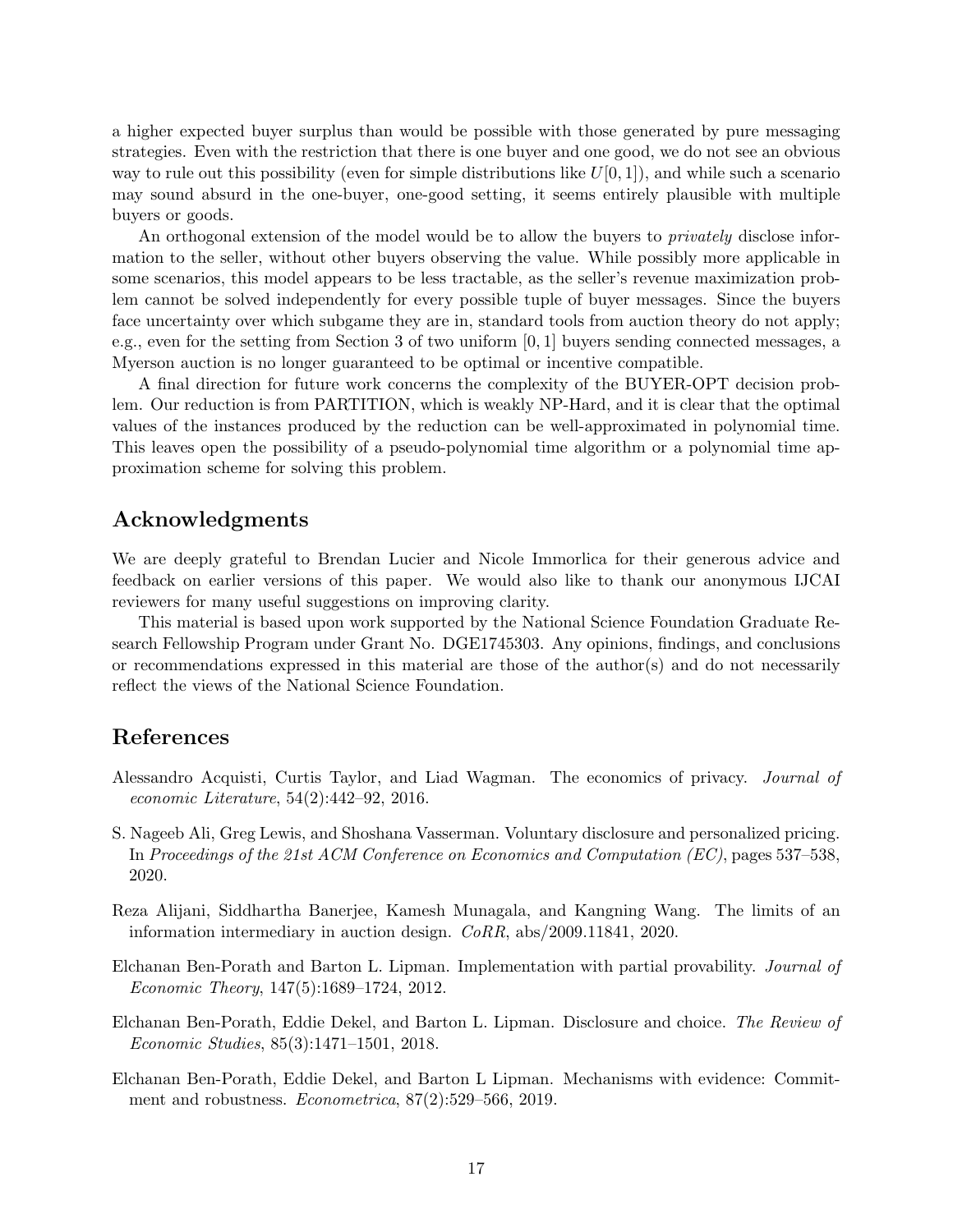a higher expected buyer surplus than would be possible with those generated by pure messaging strategies. Even with the restriction that there is one buyer and one good, we do not see an obvious way to rule out this possibility (even for simple distributions like $U[0, 1]$), and while such a scenario may sound absurd in the one-buyer, one-good setting, it seems entirely plausible with multiple buyers or goods.

An orthogonal extension of the model would be to allow the buyers to *privately* disclose information to the seller, without other buyers observing the value. While possibly more applicable in some scenarios, this model appears to be less tractable, as the seller's revenue maximization problem cannot be solved independently for every possible tuple of buyer messages. Since the buyers face uncertainty over which subgame they are in, standard tools from auction theory do not apply; e.g., even for the setting from Section 3 of two uniform $[0, 1]$ buyers sending connected messages, a Myerson auction is no longer guaranteed to be optimal or incentive compatible.

A final direction for future work concerns the complexity of the BUYER-OPT decision problem. Our reduction is from PARTITION, which is weakly NP-Hard, and it is clear that the optimal values of the instances produced by the reduction can be well-approximated in polynomial time. This leaves open the possibility of a pseudo-polynomial time algorithm or a polynomial time approximation scheme for solving this problem.

## Acknowledgments

We are deeply grateful to Brendan Lucier and Nicole Immorlica for their generous advice and feedback on earlier versions of this paper. We would also like to thank our anonymous IJCAI reviewers for many useful suggestions on improving clarity.

This material is based upon work supported by the National Science Foundation Graduate Research Fellowship Program under Grant No. DGE1745303. Any opinions, findings, and conclusions or recommendations expressed in this material are those of the author(s) and do not necessarily reflect the views of the National Science Foundation.

## References

Alessandro Acquisti, Curtis Taylor, and Liad Wagman. The economics of privacy. *Journal of economic Literature*, 54(2):442–92, 2016.

S. Nageeb Ali, Greg Lewis, and Shoshana Vasserman. Voluntary disclosure and personalized pricing. In *Proceedings of the 21st ACM Conference on Economics and Computation (EC)*, pages 537–538, 2020.

Reza Alijani, Siddhartha Banerjee, Kamesh Munagala, and Kangning Wang. The limits of an information intermediary in auction design. *CoRR*, abs/2009.11841, 2020.

Elchanan Ben-Porath and Barton L. Lipman. Implementation with partial provability. *Journal of Economic Theory*, 147(5):1689–1724, 2012.

Elchanan Ben-Porath, Eddie Dekel, and Barton L. Lipman. Disclosure and choice. *The Review of Economic Studies*, 85(3):1471–1501, 2018.

Elchanan Ben-Porath, Eddie Dekel, and Barton L Lipman. Mechanisms with evidence: Commitment and robustness. *Econometrica*, 87(2):529–566, 2019.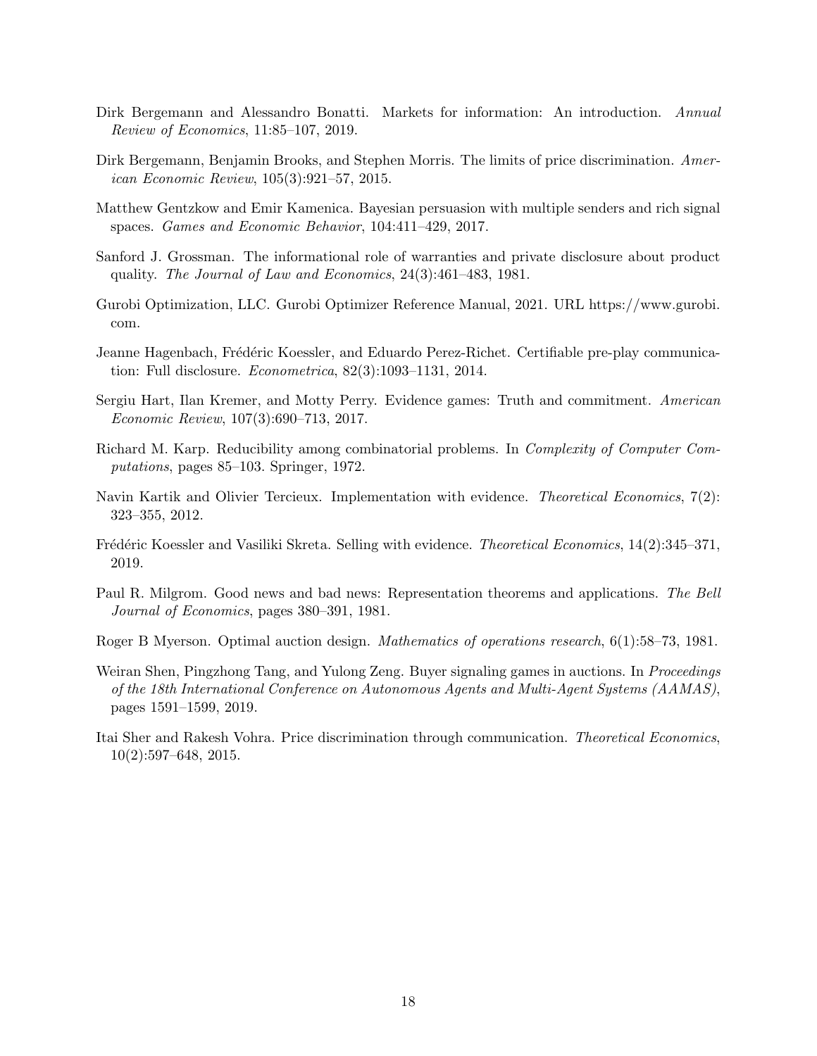Dirk Bergemann and Alessandro Bonatti. Markets for information: An introduction. *Annual Review of Economics*, 11:85–107, 2019.

Dirk Bergemann, Benjamin Brooks, and Stephen Morris. The limits of price discrimination. *American Economic Review*, 105(3):921–57, 2015.

Matthew Gentzkow and Emir Kamenica. Bayesian persuasion with multiple senders and rich signal spaces. *Games and Economic Behavior*, 104:411–429, 2017.

Sanford J. Grossman. The informational role of warranties and private disclosure about product quality. *The Journal of Law and Economics*, 24(3):461–483, 1981.

Gurobi Optimization, LLC. Gurobi Optimizer Reference Manual, 2021. URL https://www.gurobi.com.

Jeanne Hagenbach, Frédéric Koessler, and Eduardo Perez-Richet. Certifiable pre-play communication: Full disclosure. *Econometrica*, 82(3):1093–1131, 2014.

Sergiu Hart, Ilan Kremer, and Motty Perry. Evidence games: Truth and commitment. *American Economic Review*, 107(3):690–713, 2017.

Richard M. Karp. Reducibility among combinatorial problems. In *Complexity of Computer Computations*, pages 85–103. Springer, 1972.

Navin Kartik and Olivier Tercieux. Implementation with evidence. *Theoretical Economics*, 7(2): 323–355, 2012.

Frédéric Koessler and Vasiliki Skreta. Selling with evidence. *Theoretical Economics*, 14(2):345–371, 2019.

Paul R. Milgrom. Good news and bad news: Representation theorems and applications. *The Bell Journal of Economics*, pages 380–391, 1981.

Roger B Myerson. Optimal auction design. *Mathematics of operations research*, 6(1):58–73, 1981.

Weiran Shen, Pingzhong Tang, and Yulong Zeng. Buyer signaling games in auctions. In *Proceedings of the 18th International Conference on Autonomous Agents and Multi-Agent Systems (AAMAS)*, pages 1591–1599, 2019.

Itai Sher and Rakesh Vohra. Price discrimination through communication. *Theoretical Economics*, 10(2):597–648, 2015.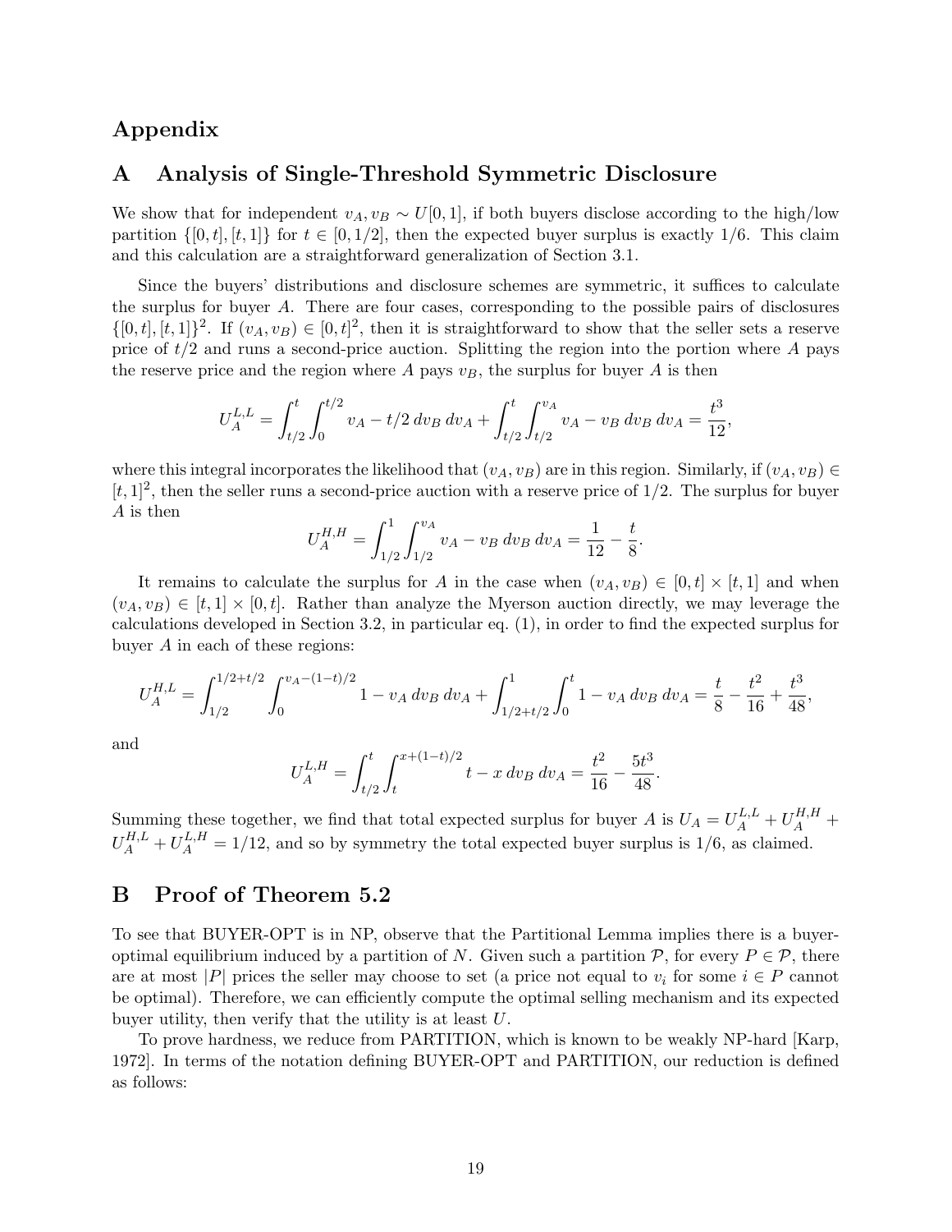# Appendix

## A Analysis of Single-Threshold Symmetric Disclosure

We show that for independent $v_A, v_B \sim U[0,1]$, if both buyers disclose according to the high/low partition $\{[0,t],[t,1]\}$ for $t \in [0,1/2]$, then the expected buyer surplus is exactly 1/6. This claim and this calculation are a straightforward generalization of Section 3.1.

Since the buyers' distributions and disclosure schemes are symmetric, it suffices to calculate the surplus for buyer $A$. There are four cases, corresponding to the possible pairs of disclosures $\{[0,t],[t,1]\}^2$. If $(v_A, v_B) \in [0,t]^2$, then it is straightforward to show that the seller sets a reserve price of $t/2$ and runs a second-price auction. Splitting the region into the portion where $A$ pays the reserve price and the region where $A$ pays $v_B$, the surplus for buyer $A$ is then

$$U_A^{L,L} = \int_{t/2}^{t} \int_{0}^{t/2} v_A - t/2 \, dv_B \, dv_A + \int_{t/2}^{t} \int_{t/2}^{v_A} v_A - v_B \, dv_B \, dv_A = \frac{t^3}{12},$$

where this integral incorporates the likelihood that $(v_A, v_B)$ are in this region. Similarly, if $(v_A, v_B) \in [t,1]^2$, then the seller runs a second-price auction with a reserve price of $1/2$. The surplus for buyer $A$ is then

$$U_A^{H,H} = \int_{1/2}^{1} \int_{1/2}^{v_A} v_A - v_B \, dv_B \, dv_A = \frac{1}{12} - \frac{t}{8}.$$

It remains to calculate the surplus for $A$ in the case when $(v_A, v_B) \in [0,t] \times [t,1]$ and when $(v_A, v_B) \in [t,1] \times [0,t]$. Rather than analyze the Myerson auction directly, we may leverage the calculations developed in Section 3.2, in particular eq. (1), in order to find the expected surplus for buyer $A$ in each of these regions:

$$U_A^{H,L} = \int_{1/2}^{1/2+t/2} \int_{0}^{v_A-(1-t)/2} 1 - v_A \, dv_B \, dv_A + \int_{1/2+t/2}^{1} \int_{0}^{t} 1 - v_A \, dv_B \, dv_A = \frac{t}{8} - \frac{t^2}{16} + \frac{t^3}{48},$$

and

$$U_A^{L,H} = \int_{t/2}^{t} \int_{t}^{x+(1-t)/2} t - x \, dv_B \, dv_A = \frac{t^2}{16} - \frac{5t^3}{48}.$$

Summing these together, we find that total expected surplus for buyer $A$ is $U_A = U_A^{L,L} + U_A^{H,H} + U_A^{H,L} + U_A^{L,H} = 1/12$, and so by symmetry the total expected buyer surplus is 1/6, as claimed.

## B Proof of Theorem 5.2

To see that BUYER-OPT is in NP, observe that the Partitional Lemma implies there is a buyer-optimal equilibrium induced by a partition of $N$. Given such a partition $\mathcal{P}$, for every $P \in \mathcal{P}$, there are at most $|P|$ prices the seller may choose to set (a price not equal to $v_i$ for some $i \in P$ cannot be optimal). Therefore, we can efficiently compute the optimal selling mechanism and its expected buyer utility, then verify that the utility is at least $U$.

To prove hardness, we reduce from PARTITION, which is known to be weakly NP-hard [Karp, 1972]. In terms of the notation defining BUYER-OPT and PARTITION, our reduction is defined as follows: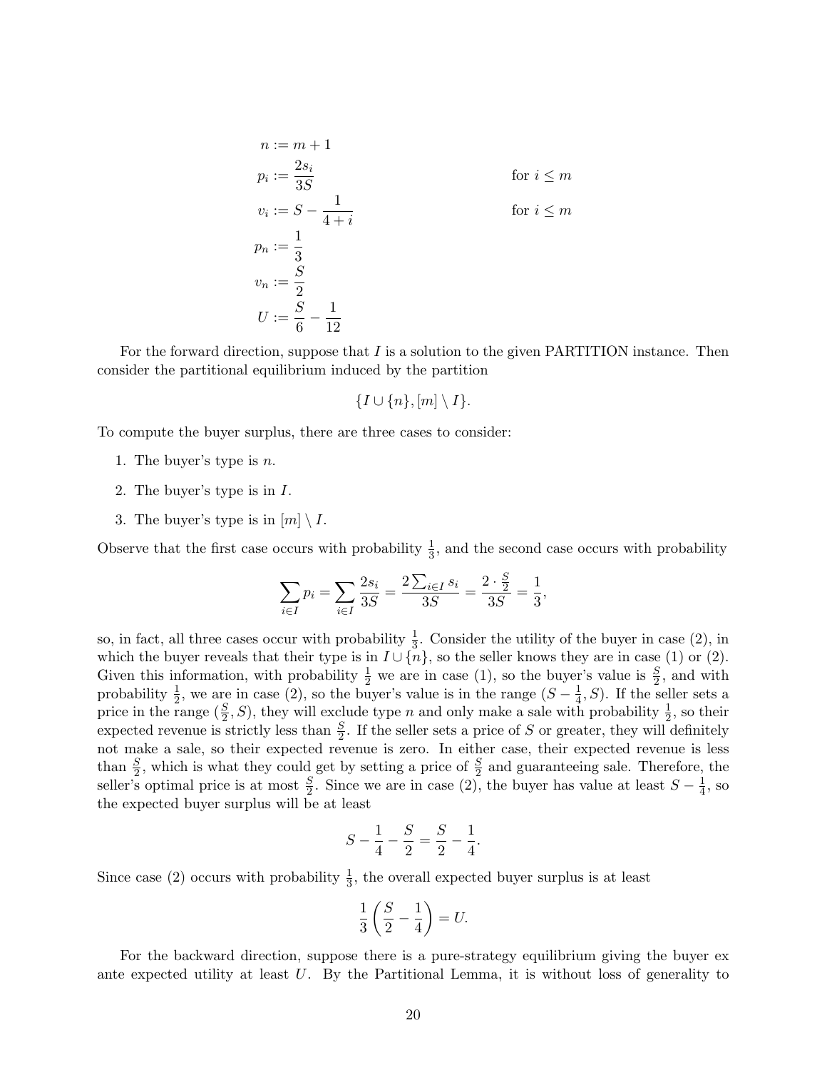$$
\begin{aligned}
n &:= m+1 \\
p_i &:= \frac{2s_i}{3S} && \text{for } i \le m \\
v_i &:= S - \frac{1}{4+i} && \text{for } i \le m \\
p_n &:= \frac{1}{3} \\
v_n &:= \frac{S}{2} \\
U &:= \frac{S}{6} - \frac{1}{12}
\end{aligned}
$$

For the forward direction, suppose that $I$ is a solution to the given PARTITION instance. Then consider the partitional equilibrium induced by the partition

$$\{I \cup \{n\}, [m] \setminus I\}.$$

To compute the buyer surplus, there are three cases to consider:

1. The buyer's type is $n$.
2. The buyer's type is in $I$.
3. The buyer's type is in $[m] \setminus I$.

Observe that the first case occurs with probability $\frac{1}{3}$, and the second case occurs with probability

$$\sum_{i \in I} p_i = \sum_{i \in I} \frac{2s_i}{3S} = \frac{2\sum_{i \in I} s_i}{3S} = \frac{2 \cdot \frac{S}{2}}{3S} = \frac{1}{3},$$

so, in fact, all three cases occur with probability $\frac{1}{3}$. Consider the utility of the buyer in case (2), in which the buyer reveals that their type is in $I \cup \{n\}$, so the seller knows they are in case (1) or (2). Given this information, with probability $\frac{1}{2}$ we are in case (1), so the buyer's value is $\frac{S}{2}$, and with probability $\frac{1}{2}$, we are in case (2), so the buyer's value is in the range $(S - \frac{1}{4}, S)$. If the seller sets a price in the range $(\frac{S}{2}, S)$, they will exclude type $n$ and only make a sale with probability $\frac{1}{2}$, so their expected revenue is strictly less than $\frac{S}{2}$. If the seller sets a price of $S$ or greater, they will definitely not make a sale, so their expected revenue is zero. In either case, their expected revenue is less than $\frac{S}{2}$, which is what they could get by setting a price of $\frac{S}{2}$ and guaranteeing sale. Therefore, the seller's optimal price is at most $\frac{S}{2}$. Since we are in case (2), the buyer has value at least $S - \frac{1}{4}$, so the expected buyer surplus will be at least

$$S - \frac{1}{4} - \frac{S}{2} = \frac{S}{2} - \frac{1}{4}.$$

Since case (2) occurs with probability $\frac{1}{3}$, the overall expected buyer surplus is at least

$$\frac{1}{3}\left(\frac{S}{2} - \frac{1}{4}\right) = U.$$

For the backward direction, suppose there is a pure-strategy equilibrium giving the buyer ex ante expected utility at least $U$. By the Partitional Lemma, it is without loss of generality to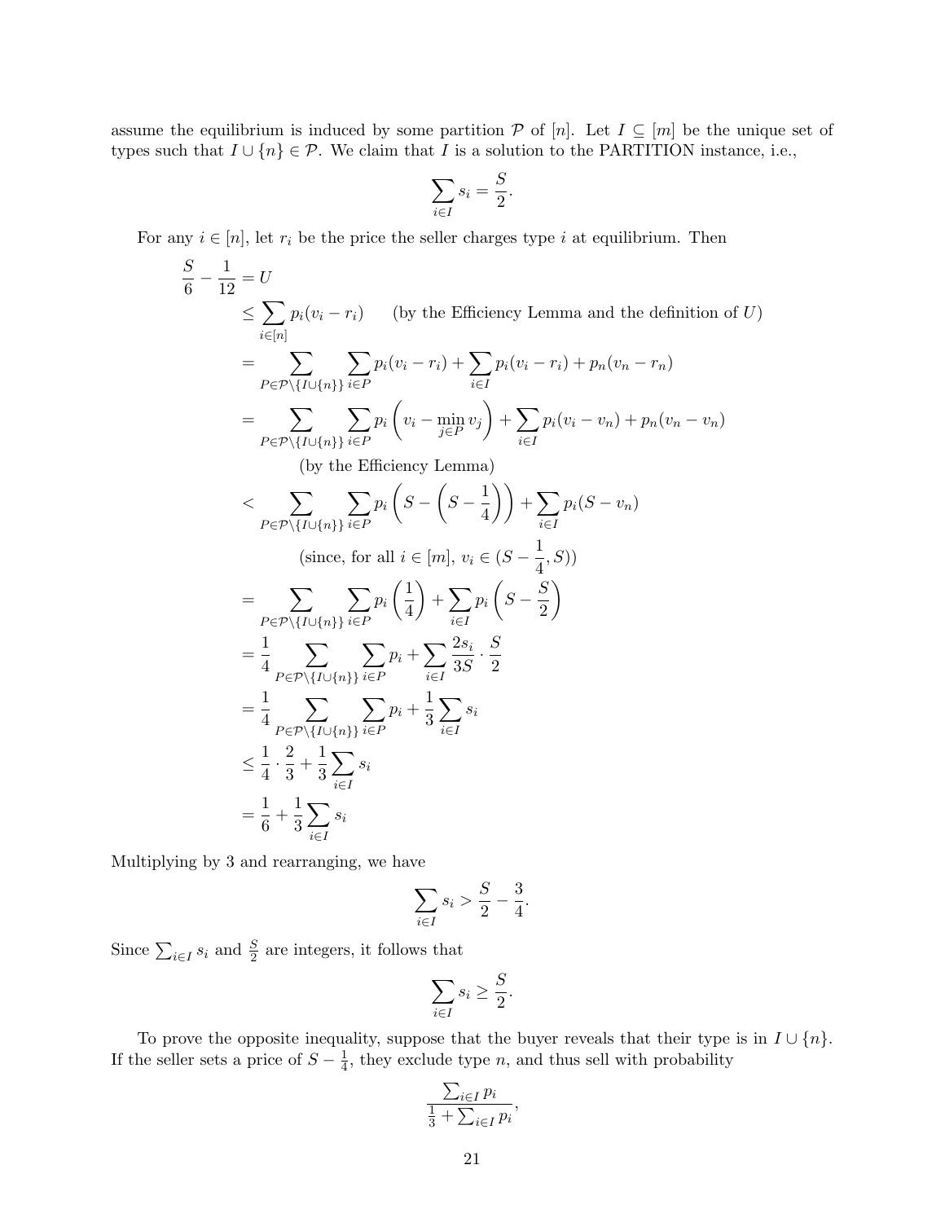assume the equilibrium is induced by some partition $\mathcal{P}$ of $[n]$. Let $I \subseteq [m]$ be the unique set of types such that $I \cup \{n\} \in \mathcal{P}$. We claim that $I$ is a solution to the PARTITION instance, i.e.,

$$\sum_{i \in I} s_i = \frac{S}{2}.$$

For any $i \in [n]$, let $r_i$ be the price the seller charges type $i$ at equilibrium. Then

$$\begin{aligned}
\frac{S}{6} - \frac{1}{12} &= U \\
&\leq \sum_{i \in [n]} p_i (v_i - r_i) \qquad \text{(by the Efficiency Lemma and the definition of } U\text{)} \\
&= \sum_{P \in \mathcal{P} \setminus \{I \cup \{n\}\}} \sum_{i \in P} p_i (v_i - r_i) + \sum_{i \in I} p_i (v_i - r_i) + p_n (v_n - r_n) \\
&= \sum_{P \in \mathcal{P} \setminus \{I \cup \{n\}\}} \sum_{i \in P} p_i \left( v_i - \min_{j \in P} v_j \right) + \sum_{i \in I} p_i (v_i - v_n) + p_n (v_n - v_n) \\
&\qquad \text{(by the Efficiency Lemma)} \\
&< \sum_{P \in \mathcal{P} \setminus \{I \cup \{n\}\}} \sum_{i \in P} p_i \left( S - \left( S - \frac{1}{4} \right) \right) + \sum_{i \in I} p_i (S - v_n) \\
&\qquad \text{(since, for all } i \in [m],\ v_i \in (S - \tfrac{1}{4}, S)\text{)} \\
&= \sum_{P \in \mathcal{P} \setminus \{I \cup \{n\}\}} \sum_{i \in P} p_i \left( \frac{1}{4} \right) + \sum_{i \in I} p_i \left( S - \frac{S}{2} \right) \\
&= \frac{1}{4} \sum_{P \in \mathcal{P} \setminus \{I \cup \{n\}\}} \sum_{i \in P} p_i + \sum_{i \in I} \frac{2 s_i}{3S} \cdot \frac{S}{2} \\
&= \frac{1}{4} \sum_{P \in \mathcal{P} \setminus \{I \cup \{n\}\}} \sum_{i \in P} p_i + \frac{1}{3} \sum_{i \in I} s_i \\
&\leq \frac{1}{4} \cdot \frac{2}{3} + \frac{1}{3} \sum_{i \in I} s_i \\
&= \frac{1}{6} + \frac{1}{3} \sum_{i \in I} s_i
\end{aligned}$$

Multiplying by 3 and rearranging, we have

$$\sum_{i \in I} s_i > \frac{S}{2} - \frac{3}{4}.$$

Since $\sum_{i \in I} s_i$ and $\frac{S}{2}$ are integers, it follows that

$$\sum_{i \in I} s_i \geq \frac{S}{2}.$$

To prove the opposite inequality, suppose that the buyer reveals that their type is in $I \cup \{n\}$. If the seller sets a price of $S - \frac{1}{4}$, they exclude type $n$, and thus sell with probability

$$\frac{\sum_{i \in I} p_i}{\frac{1}{3} + \sum_{i \in I} p_i},$$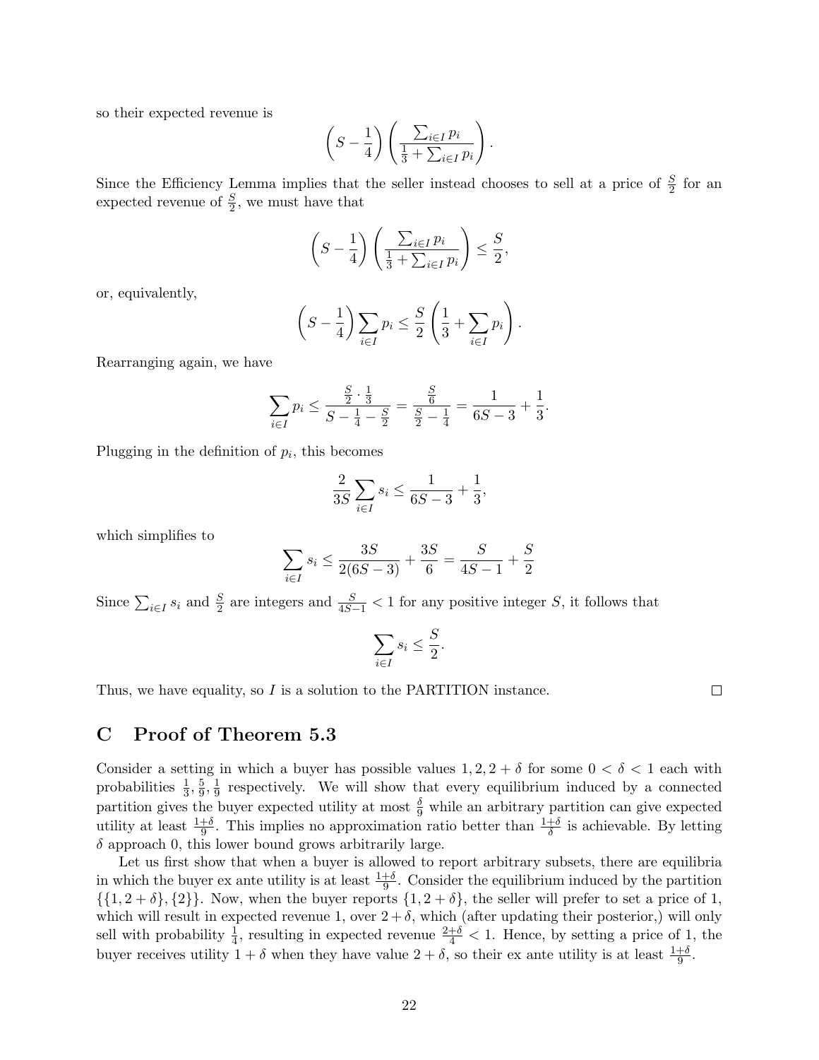so their expected revenue is

$$\left(S-\frac{1}{4}\right)\left(\frac{\sum_{i\in I}p_i}{\frac{1}{3}+\sum_{i\in I}p_i}\right).$$

Since the Efficiency Lemma implies that the seller instead chooses to sell at a price of $\frac{S}{2}$ for an expected revenue of $\frac{S}{2}$, we must have that

$$\left(S-\frac{1}{4}\right)\left(\frac{\sum_{i\in I}p_i}{\frac{1}{3}+\sum_{i\in I}p_i}\right)\leq\frac{S}{2},$$

or, equivalently,

$$\left(S-\frac{1}{4}\right)\sum_{i\in I}p_i\leq\frac{S}{2}\left(\frac{1}{3}+\sum_{i\in I}p_i\right).$$

Rearranging again, we have

$$\sum_{i\in I}p_i\leq\frac{\frac{S}{2}\cdot\frac{1}{3}}{S-\frac{1}{4}-\frac{S}{2}}=\frac{\frac{S}{6}}{\frac{S}{2}-\frac{1}{4}}=\frac{1}{6S-3}+\frac{1}{3}.$$

Plugging in the definition of $p_i$, this becomes

$$\frac{2}{3S}\sum_{i\in I}s_i\leq\frac{1}{6S-3}+\frac{1}{3},$$

which simplifies to

$$\sum_{i\in I}s_i\leq\frac{3S}{2(6S-3)}+\frac{3S}{6}=\frac{S}{4S-1}+\frac{S}{2}$$

Since $\sum_{i\in I}s_i$ and $\frac{S}{2}$ are integers and $\frac{S}{4S-1}<1$ for any positive integer $S$, it follows that

$$\sum_{i\in I}s_i\leq\frac{S}{2}.$$

Thus, we have equality, so $I$ is a solution to the PARTITION instance. □

## C Proof of Theorem 5.3

Consider a setting in which a buyer has possible values $1, 2, 2+\delta$ for some $0<\delta<1$ each with probabilities $\frac{1}{3},\frac{5}{9},\frac{1}{9}$ respectively. We will show that every equilibrium induced by a connected partition gives the buyer expected utility at most $\frac{\delta}{9}$ while an arbitrary partition can give expected utility at least $\frac{1+\delta}{9}$. This implies no approximation ratio better than $\frac{1+\delta}{\delta}$ is achievable. By letting $\delta$ approach 0, this lower bound grows arbitrarily large.

Let us first show that when a buyer is allowed to report arbitrary subsets, there are equilibria in which the buyer ex ante utility is at least $\frac{1+\delta}{9}$. Consider the equilibrium induced by the partition $\{\{1,2+\delta\},\{2\}\}$. Now, when the buyer reports $\{1,2+\delta\}$, the seller will prefer to set a price of 1, which will result in expected revenue 1, over $2+\delta$, which (after updating their posterior,) will only sell with probability $\frac{1}{4}$, resulting in expected revenue $\frac{2+\delta}{4}<1$. Hence, by setting a price of 1, the buyer receives utility $1+\delta$ when they have value $2+\delta$, so their ex ante utility is at least $\frac{1+\delta}{9}$.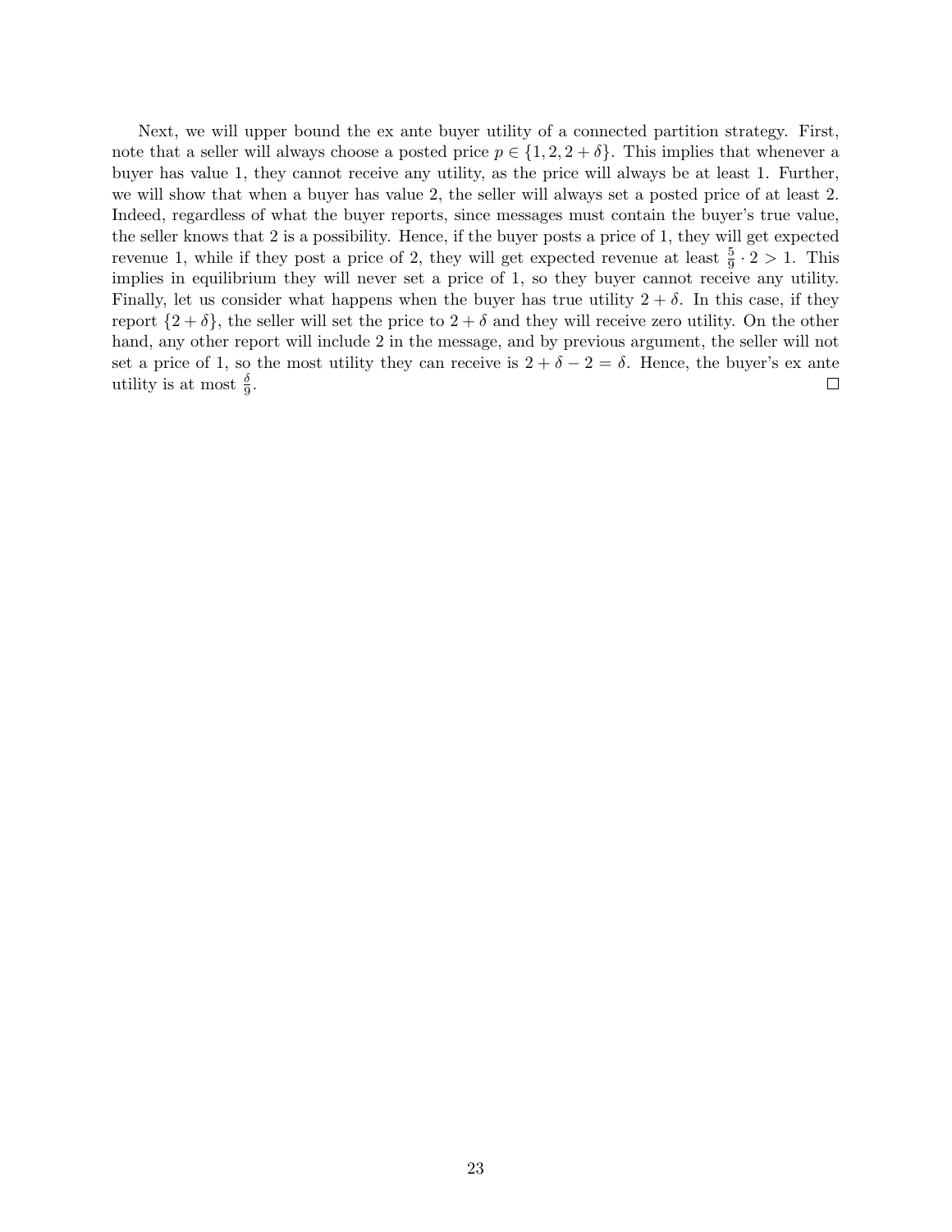Next, we will upper bound the ex ante buyer utility of a connected partition strategy. First, note that a seller will always choose a posted price $p \in \{1, 2, 2+\delta\}$. This implies that whenever a buyer has value 1, they cannot receive any utility, as the price will always be at least 1. Further, we will show that when a buyer has value 2, the seller will always set a posted price of at least 2. Indeed, regardless of what the buyer reports, since messages must contain the buyer's true value, the seller knows that 2 is a possibility. Hence, if the buyer posts a price of 1, they will get expected revenue 1, while if they post a price of 2, they will get expected revenue at least $\frac{5}{9} \cdot 2 > 1$. This implies in equilibrium they will never set a price of 1, so they buyer cannot receive any utility. Finally, let us consider what happens when the buyer has true utility $2 + \delta$. In this case, if they report $\{2 + \delta\}$, the seller will set the price to $2 + \delta$ and they will receive zero utility. On the other hand, any other report will include 2 in the message, and by previous argument, the seller will not set a price of 1, so the most utility they can receive is $2 + \delta - 2 = \delta$. Hence, the buyer's ex ante utility is at most $\frac{\delta}{9}$. □